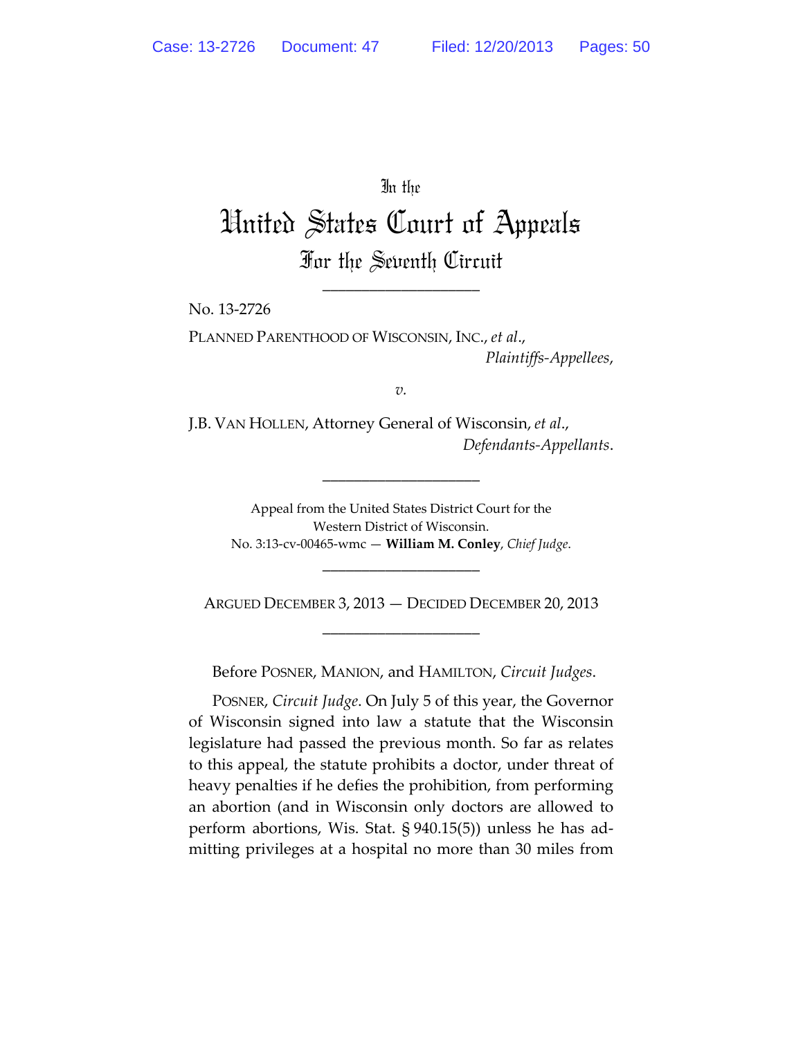In the

# United States Court of Appeals

## For the Seventh Circuit

---

No. 13-2726

PLANNED PARENTHOOD OF WISCONSIN, INC., *et al.*,

*Plaintiffs-Appellees*,

*v.*

J.B. VAN HOLLEN, Attorney General of Wisconsin, *et al.*,

*Defendants-Appellants*.

---

Appeal from the United States District Court for the Western District of Wisconsin.
No. 3:13-cv-00465-wmc — **William M. Conley**, *Chief Judge*.

---

ARGUED DECEMBER 3, 2013 — DECIDED DECEMBER 20, 2013

---

Before POSNER, MANION, and HAMILTON, *Circuit Judges*.

POSNER, *Circuit Judge*. On July 5 of this year, the Governor of Wisconsin signed into law a statute that the Wisconsin legislature had passed the previous month. So far as relates to this appeal, the statute prohibits a doctor, under threat of heavy penalties if he defies the prohibition, from performing an abortion (and in Wisconsin only doctors are allowed to perform abortions, Wis. Stat. § 940.15(5)) unless he has admitting privileges at a hospital no more than 30 miles from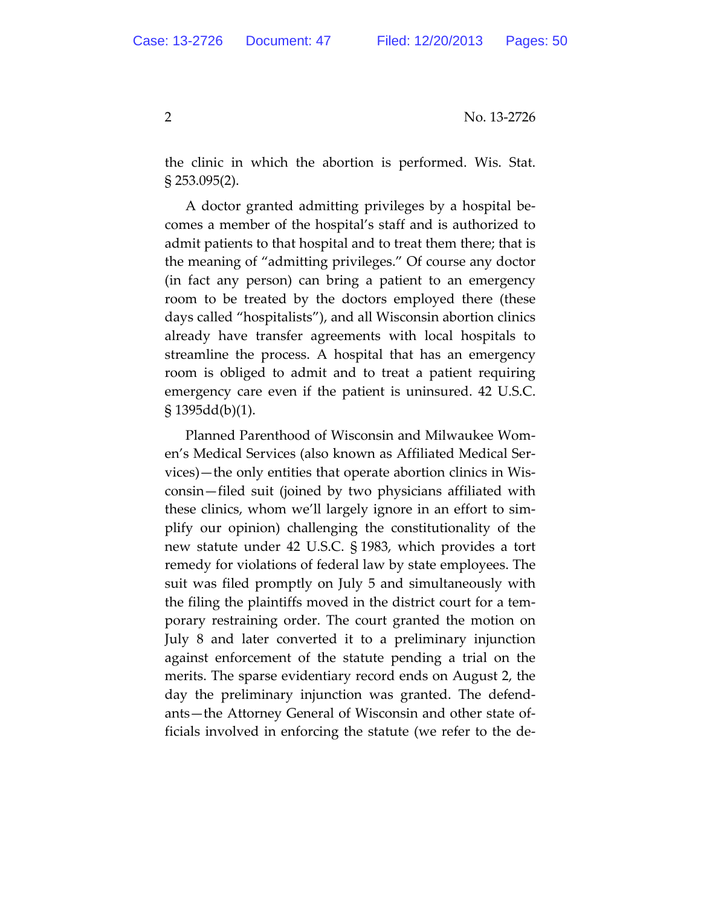the clinic in which the abortion is performed. Wis. Stat. § 253.095(2).

A doctor granted admitting privileges by a hospital becomes a member of the hospital's staff and is authorized to admit patients to that hospital and to treat them there; that is the meaning of "admitting privileges." Of course any doctor (in fact any person) can bring a patient to an emergency room to be treated by the doctors employed there (these days called "hospitalists"), and all Wisconsin abortion clinics already have transfer agreements with local hospitals to streamline the process. A hospital that has an emergency room is obliged to admit and to treat a patient requiring emergency care even if the patient is uninsured. 42 U.S.C. § 1395dd(b)(1).

Planned Parenthood of Wisconsin and Milwaukee Women's Medical Services (also known as Affiliated Medical Services)—the only entities that operate abortion clinics in Wisconsin—filed suit (joined by two physicians affiliated with these clinics, whom we'll largely ignore in an effort to simplify our opinion) challenging the constitutionality of the new statute under 42 U.S.C. § 1983, which provides a tort remedy for violations of federal law by state employees. The suit was filed promptly on July 5 and simultaneously with the filing the plaintiffs moved in the district court for a temporary restraining order. The court granted the motion on July 8 and later converted it to a preliminary injunction against enforcement of the statute pending a trial on the merits. The sparse evidentiary record ends on August 2, the day the preliminary injunction was granted. The defendants—the Attorney General of Wisconsin and other state officials involved in enforcing the statute (we refer to the de-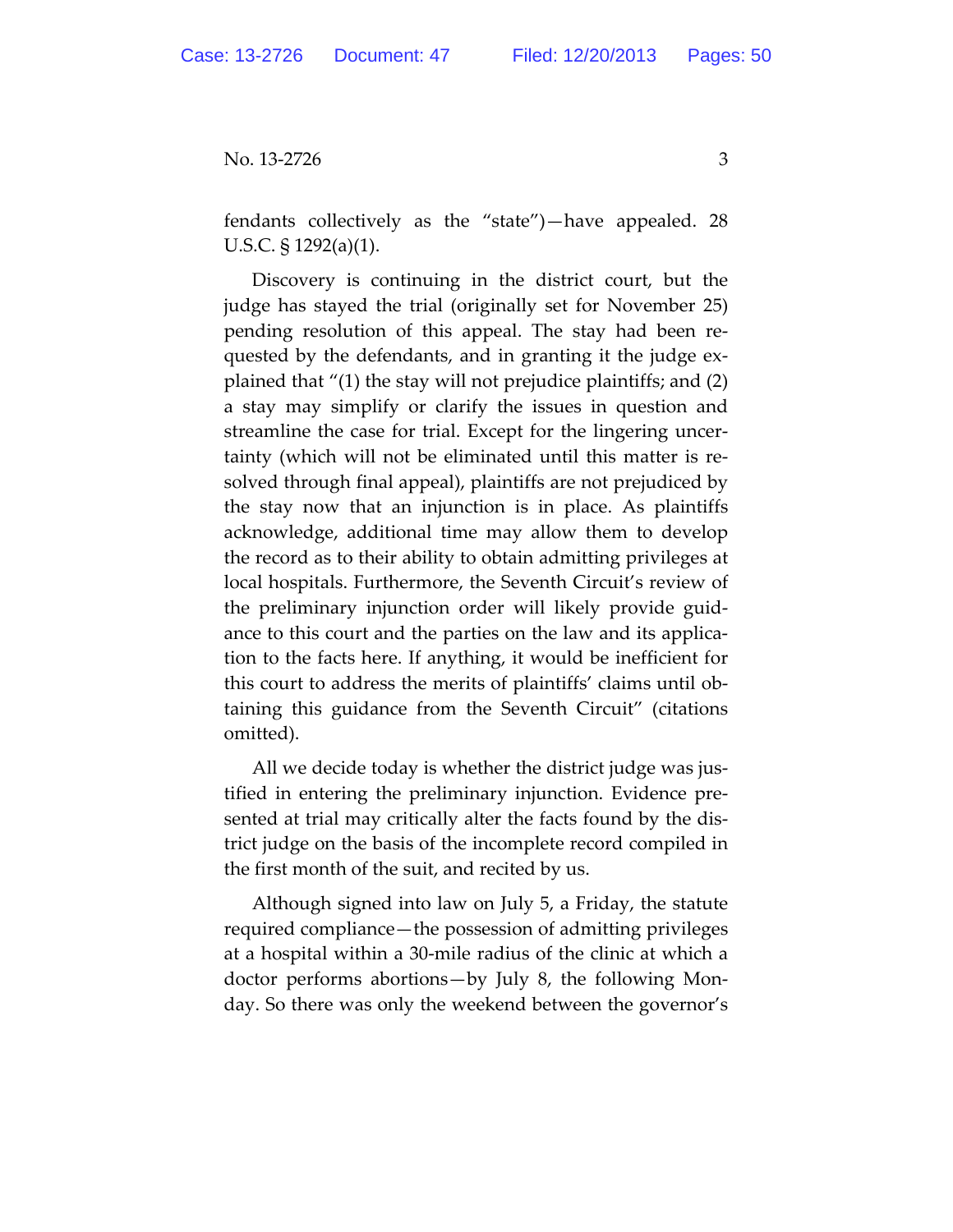fendants collectively as the "state")—have appealed. 28 U.S.C. § 1292(a)(1).

Discovery is continuing in the district court, but the judge has stayed the trial (originally set for November 25) pending resolution of this appeal. The stay had been requested by the defendants, and in granting it the judge explained that "(1) the stay will not prejudice plaintiffs; and (2) a stay may simplify or clarify the issues in question and streamline the case for trial. Except for the lingering uncertainty (which will not be eliminated until this matter is resolved through final appeal), plaintiffs are not prejudiced by the stay now that an injunction is in place. As plaintiffs acknowledge, additional time may allow them to develop the record as to their ability to obtain admitting privileges at local hospitals. Furthermore, the Seventh Circuit's review of the preliminary injunction order will likely provide guidance to this court and the parties on the law and its application to the facts here. If anything, it would be inefficient for this court to address the merits of plaintiffs' claims until obtaining this guidance from the Seventh Circuit" (citations omitted).

All we decide today is whether the district judge was justified in entering the preliminary injunction. Evidence presented at trial may critically alter the facts found by the district judge on the basis of the incomplete record compiled in the first month of the suit, and recited by us.

Although signed into law on July 5, a Friday, the statute required compliance—the possession of admitting privileges at a hospital within a 30-mile radius of the clinic at which a doctor performs abortions—by July 8, the following Monday. So there was only the weekend between the governor's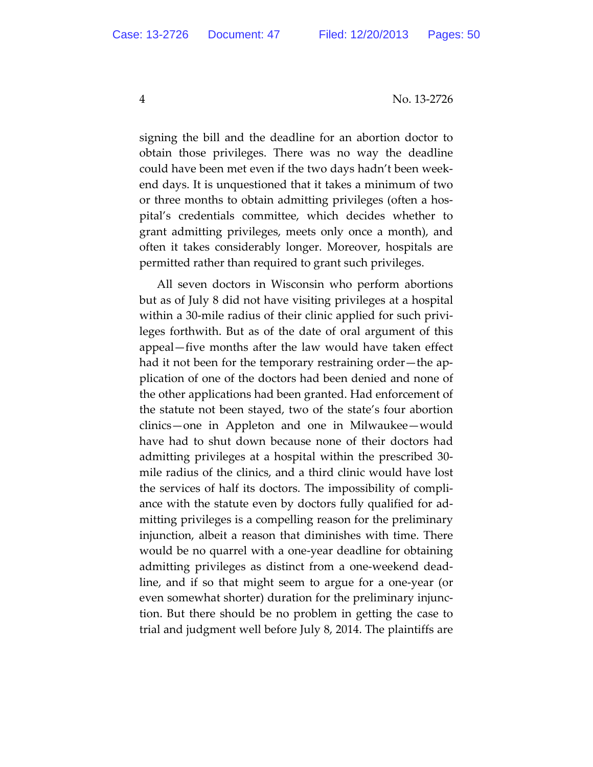signing the bill and the deadline for an abortion doctor to obtain those privileges. There was no way the deadline could have been met even if the two days hadn't been weekend days. It is unquestioned that it takes a minimum of two or three months to obtain admitting privileges (often a hospital's credentials committee, which decides whether to grant admitting privileges, meets only once a month), and often it takes considerably longer. Moreover, hospitals are permitted rather than required to grant such privileges.

All seven doctors in Wisconsin who perform abortions but as of July 8 did not have visiting privileges at a hospital within a 30-mile radius of their clinic applied for such privileges forthwith. But as of the date of oral argument of this appeal—five months after the law would have taken effect had it not been for the temporary restraining order—the application of one of the doctors had been denied and none of the other applications had been granted. Had enforcement of the statute not been stayed, two of the state's four abortion clinics—one in Appleton and one in Milwaukee—would have had to shut down because none of their doctors had admitting privileges at a hospital within the prescribed 30-mile radius of the clinics, and a third clinic would have lost the services of half its doctors. The impossibility of compliance with the statute even by doctors fully qualified for admitting privileges is a compelling reason for the preliminary injunction, albeit a reason that diminishes with time. There would be no quarrel with a one-year deadline for obtaining admitting privileges as distinct from a one-weekend deadline, and if so that might seem to argue for a one-year (or even somewhat shorter) duration for the preliminary injunction. But there should be no problem in getting the case to trial and judgment well before July 8, 2014. The plaintiffs are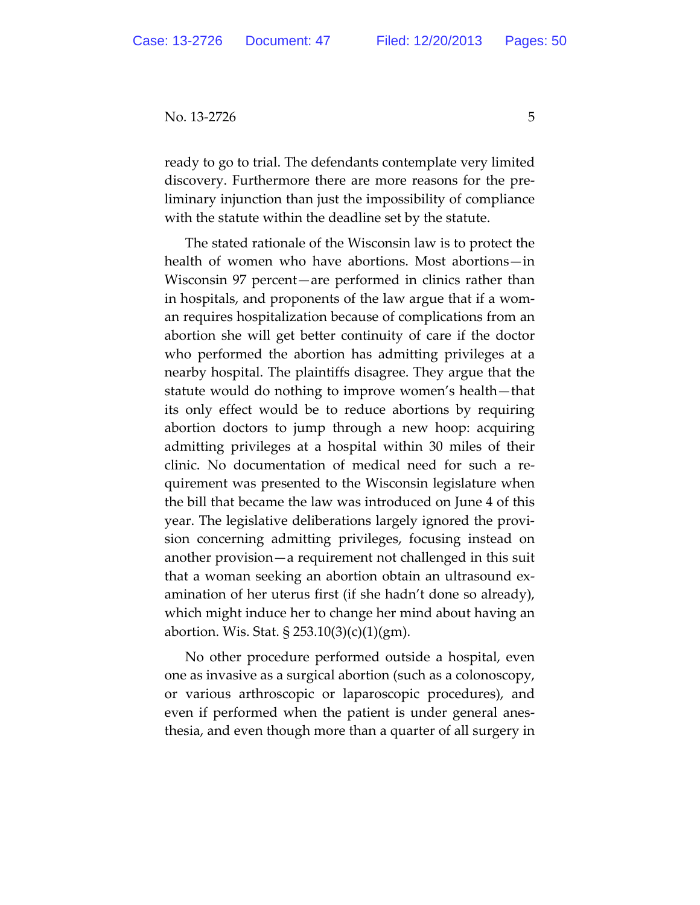ready to go to trial. The defendants contemplate very limited discovery. Furthermore there are more reasons for the preliminary injunction than just the impossibility of compliance with the statute within the deadline set by the statute.

The stated rationale of the Wisconsin law is to protect the health of women who have abortions. Most abortions—in Wisconsin 97 percent—are performed in clinics rather than in hospitals, and proponents of the law argue that if a woman requires hospitalization because of complications from an abortion she will get better continuity of care if the doctor who performed the abortion has admitting privileges at a nearby hospital. The plaintiffs disagree. They argue that the statute would do nothing to improve women's health—that its only effect would be to reduce abortions by requiring abortion doctors to jump through a new hoop: acquiring admitting privileges at a hospital within 30 miles of their clinic. No documentation of medical need for such a requirement was presented to the Wisconsin legislature when the bill that became the law was introduced on June 4 of this year. The legislative deliberations largely ignored the provision concerning admitting privileges, focusing instead on another provision—a requirement not challenged in this suit that a woman seeking an abortion obtain an ultrasound examination of her uterus first (if she hadn't done so already), which might induce her to change her mind about having an abortion. Wis. Stat. § 253.10(3)(c)(1)(gm).

No other procedure performed outside a hospital, even one as invasive as a surgical abortion (such as a colonoscopy, or various arthroscopic or laparoscopic procedures), and even if performed when the patient is under general anesthesia, and even though more than a quarter of all surgery in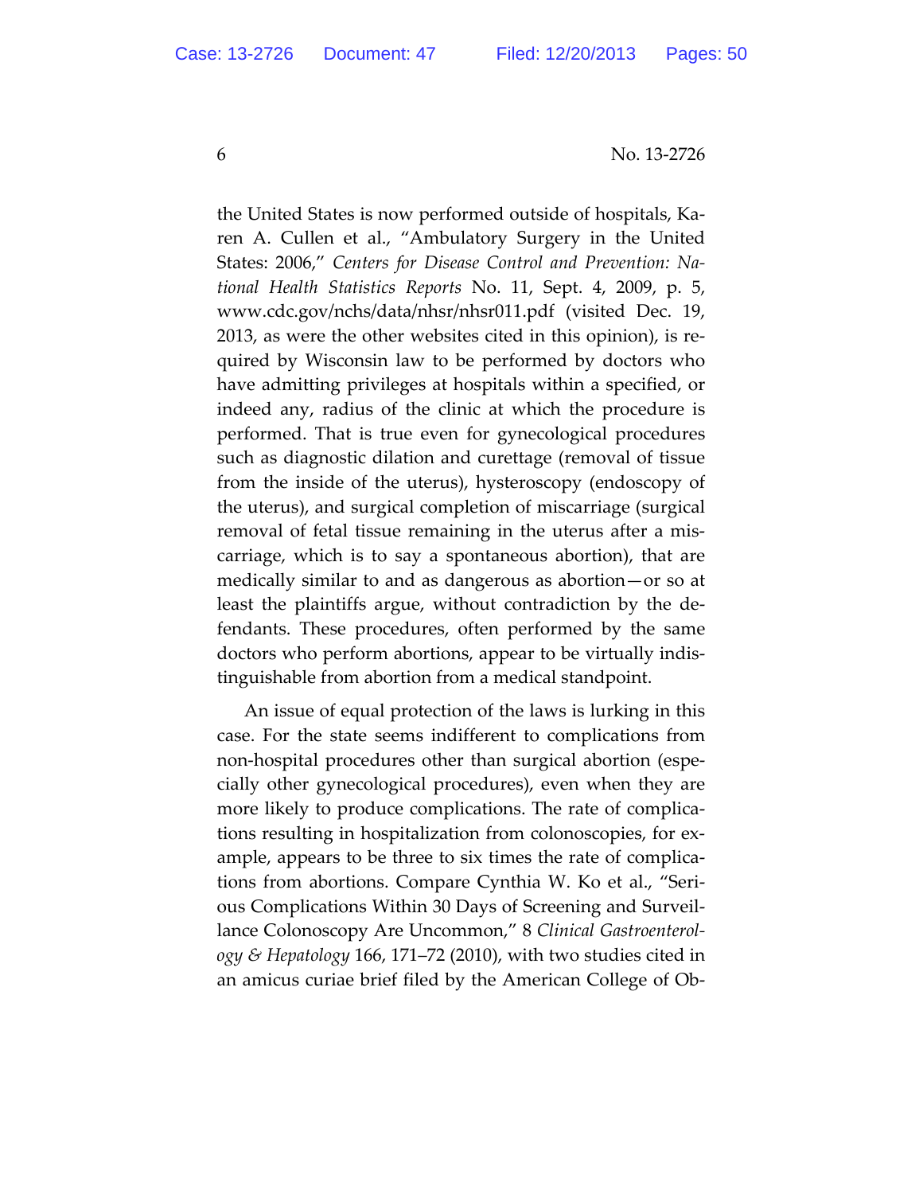the United States is now performed outside of hospitals, Karen A. Cullen et al., "Ambulatory Surgery in the United States: 2006," *Centers for Disease Control and Prevention: National Health Statistics Reports* No. 11, Sept. 4, 2009, p. 5, www.cdc.gov/nchs/data/nhsr/nhsr011.pdf (visited Dec. 19, 2013, as were the other websites cited in this opinion), is required by Wisconsin law to be performed by doctors who have admitting privileges at hospitals within a specified, or indeed any, radius of the clinic at which the procedure is performed. That is true even for gynecological procedures such as diagnostic dilation and curettage (removal of tissue from the inside of the uterus), hysteroscopy (endoscopy of the uterus), and surgical completion of miscarriage (surgical removal of fetal tissue remaining in the uterus after a miscarriage, which is to say a spontaneous abortion), that are medically similar to and as dangerous as abortion—or so at least the plaintiffs argue, without contradiction by the defendants. These procedures, often performed by the same doctors who perform abortions, appear to be virtually indistinguishable from abortion from a medical standpoint.

An issue of equal protection of the laws is lurking in this case. For the state seems indifferent to complications from non-hospital procedures other than surgical abortion (especially other gynecological procedures), even when they are more likely to produce complications. The rate of complications resulting in hospitalization from colonoscopies, for example, appears to be three to six times the rate of complications from abortions. Compare Cynthia W. Ko et al., "Serious Complications Within 30 Days of Screening and Surveillance Colonoscopy Are Uncommon," 8 *Clinical Gastroenterology & Hepatology* 166, 171–72 (2010), with two studies cited in an amicus curiae brief filed by the American College of Ob-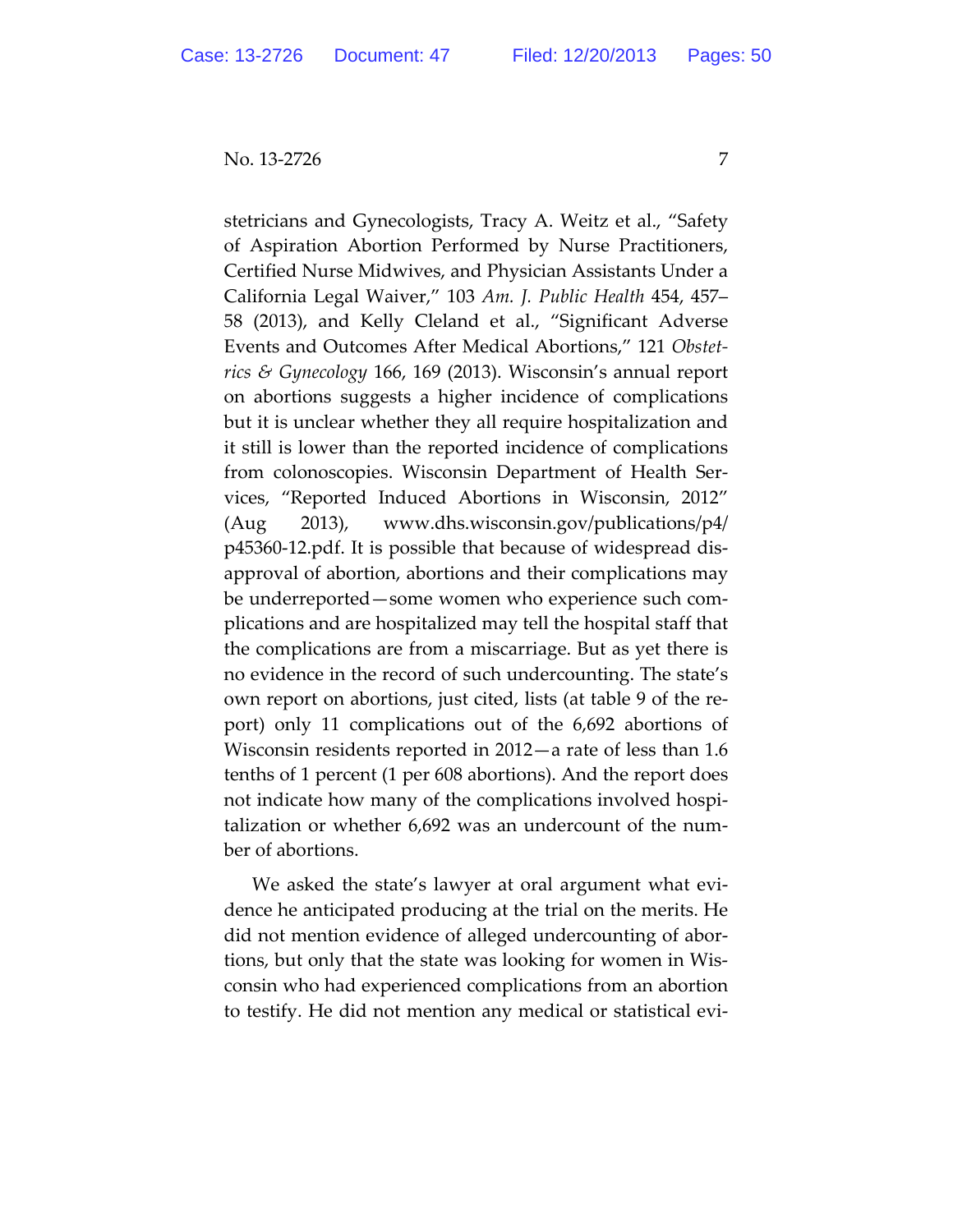stetricians and Gynecologists, Tracy A. Weitz et al., "Safety of Aspiration Abortion Performed by Nurse Practitioners, Certified Nurse Midwives, and Physician Assistants Under a California Legal Waiver," 103 *Am. J. Public Health* 454, 457–58 (2013), and Kelly Cleland et al., "Significant Adverse Events and Outcomes After Medical Abortions," 121 *Obstetrics & Gynecology* 166, 169 (2013). Wisconsin's annual report on abortions suggests a higher incidence of complications but it is unclear whether they all require hospitalization and it still is lower than the reported incidence of complications from colonoscopies. Wisconsin Department of Health Services, "Reported Induced Abortions in Wisconsin, 2012" (Aug 2013), www.dhs.wisconsin.gov/publications/p4/p45360-12.pdf. It is possible that because of widespread disapproval of abortion, abortions and their complications may be underreported—some women who experience such complications and are hospitalized may tell the hospital staff that the complications are from a miscarriage. But as yet there is no evidence in the record of such undercounting. The state's own report on abortions, just cited, lists (at table 9 of the report) only 11 complications out of the 6,692 abortions of Wisconsin residents reported in 2012—a rate of less than 1.6 tenths of 1 percent (1 per 608 abortions). And the report does not indicate how many of the complications involved hospitalization or whether 6,692 was an undercount of the number of abortions.

We asked the state's lawyer at oral argument what evidence he anticipated producing at the trial on the merits. He did not mention evidence of alleged undercounting of abortions, but only that the state was looking for women in Wisconsin who had experienced complications from an abortion to testify. He did not mention any medical or statistical evi-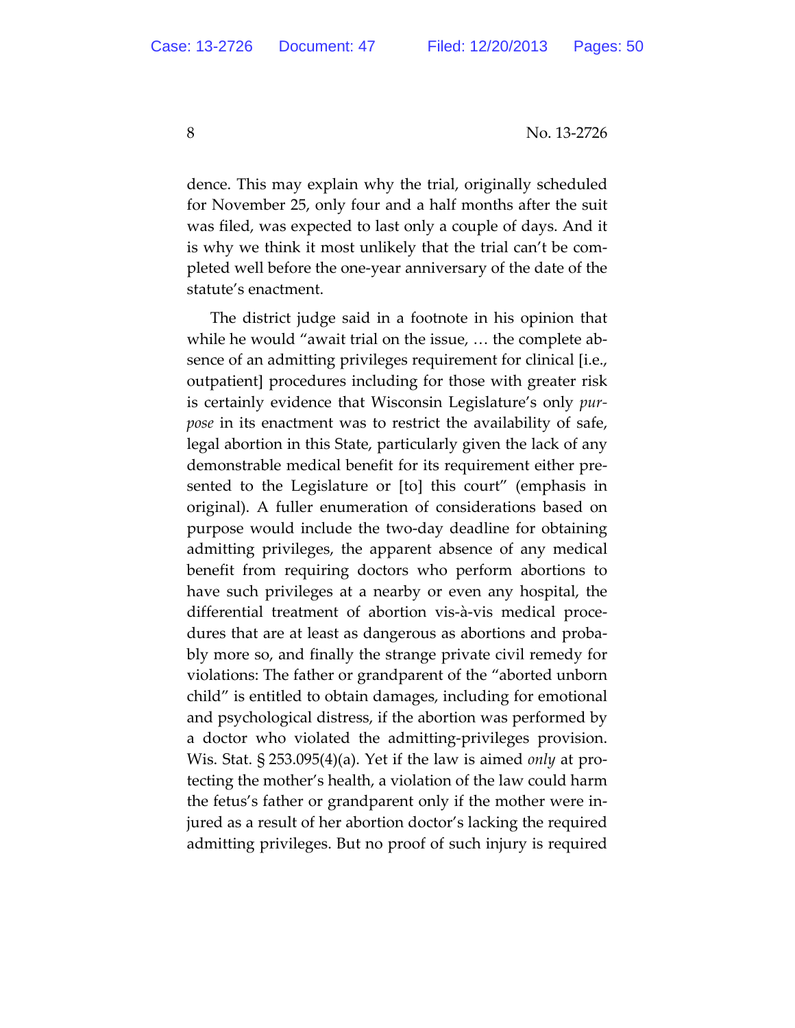dence. This may explain why the trial, originally scheduled for November 25, only four and a half months after the suit was filed, was expected to last only a couple of days. And it is why we think it most unlikely that the trial can't be completed well before the one-year anniversary of the date of the statute's enactment.

The district judge said in a footnote in his opinion that while he would "await trial on the issue, … the complete absence of an admitting privileges requirement for clinical [i.e., outpatient] procedures including for those with greater risk is certainly evidence that Wisconsin Legislature's only *purpose* in its enactment was to restrict the availability of safe, legal abortion in this State, particularly given the lack of any demonstrable medical benefit for its requirement either presented to the Legislature or [to] this court" (emphasis in original). A fuller enumeration of considerations based on purpose would include the two-day deadline for obtaining admitting privileges, the apparent absence of any medical benefit from requiring doctors who perform abortions to have such privileges at a nearby or even any hospital, the differential treatment of abortion vis-à-vis medical procedures that are at least as dangerous as abortions and probably more so, and finally the strange private civil remedy for violations: The father or grandparent of the "aborted unborn child" is entitled to obtain damages, including for emotional and psychological distress, if the abortion was performed by a doctor who violated the admitting-privileges provision. Wis. Stat. § 253.095(4)(a). Yet if the law is aimed *only* at protecting the mother's health, a violation of the law could harm the fetus's father or grandparent only if the mother were injured as a result of her abortion doctor's lacking the required admitting privileges. But no proof of such injury is required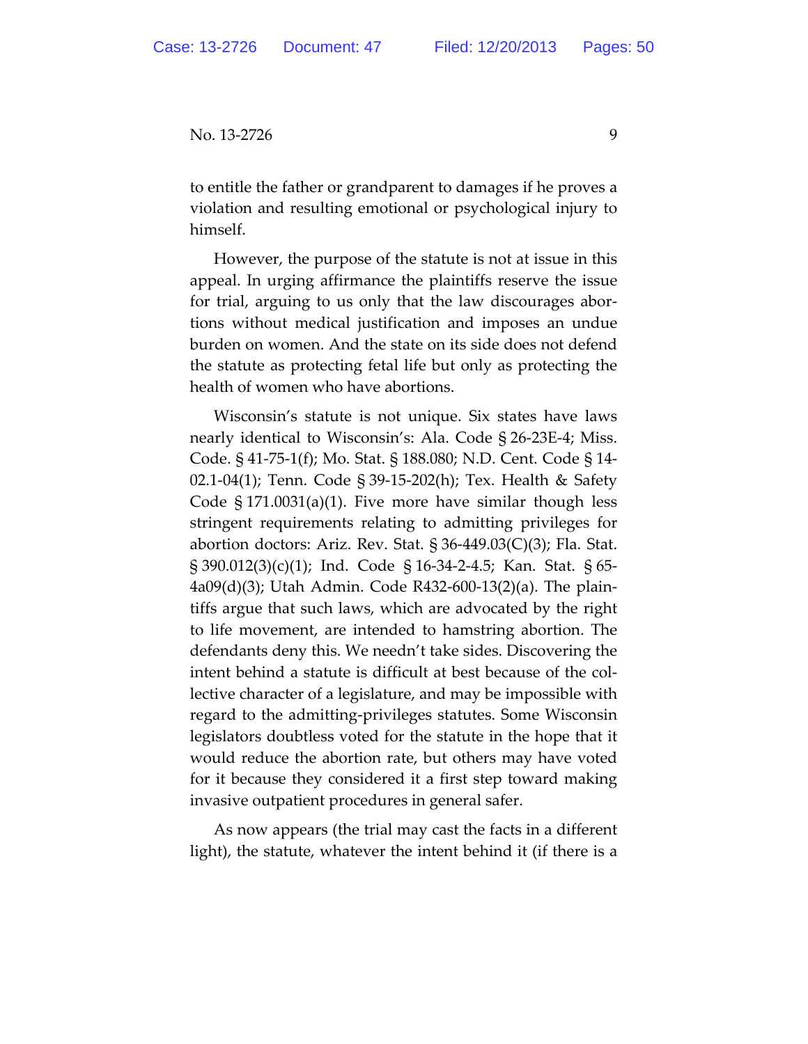to entitle the father or grandparent to damages if he proves a violation and resulting emotional or psychological injury to himself.

However, the purpose of the statute is not at issue in this appeal. In urging affirmance the plaintiffs reserve the issue for trial, arguing to us only that the law discourages abortions without medical justification and imposes an undue burden on women. And the state on its side does not defend the statute as protecting fetal life but only as protecting the health of women who have abortions.

Wisconsin's statute is not unique. Six states have laws nearly identical to Wisconsin's: Ala. Code § 26-23E-4; Miss. Code. § 41-75-1(f); Mo. Stat. § 188.080; N.D. Cent. Code § 14-02.1-04(1); Tenn. Code § 39-15-202(h); Tex. Health & Safety Code § 171.0031(a)(1). Five more have similar though less stringent requirements relating to admitting privileges for abortion doctors: Ariz. Rev. Stat. § 36-449.03(C)(3); Fla. Stat. § 390.012(3)(c)(1); Ind. Code § 16-34-2-4.5; Kan. Stat. § 65-4a09(d)(3); Utah Admin. Code R432-600-13(2)(a). The plaintiffs argue that such laws, which are advocated by the right to life movement, are intended to hamstring abortion. The defendants deny this. We needn't take sides. Discovering the intent behind a statute is difficult at best because of the collective character of a legislature, and may be impossible with regard to the admitting-privileges statutes. Some Wisconsin legislators doubtless voted for the statute in the hope that it would reduce the abortion rate, but others may have voted for it because they considered it a first step toward making invasive outpatient procedures in general safer.

As now appears (the trial may cast the facts in a different light), the statute, whatever the intent behind it (if there is a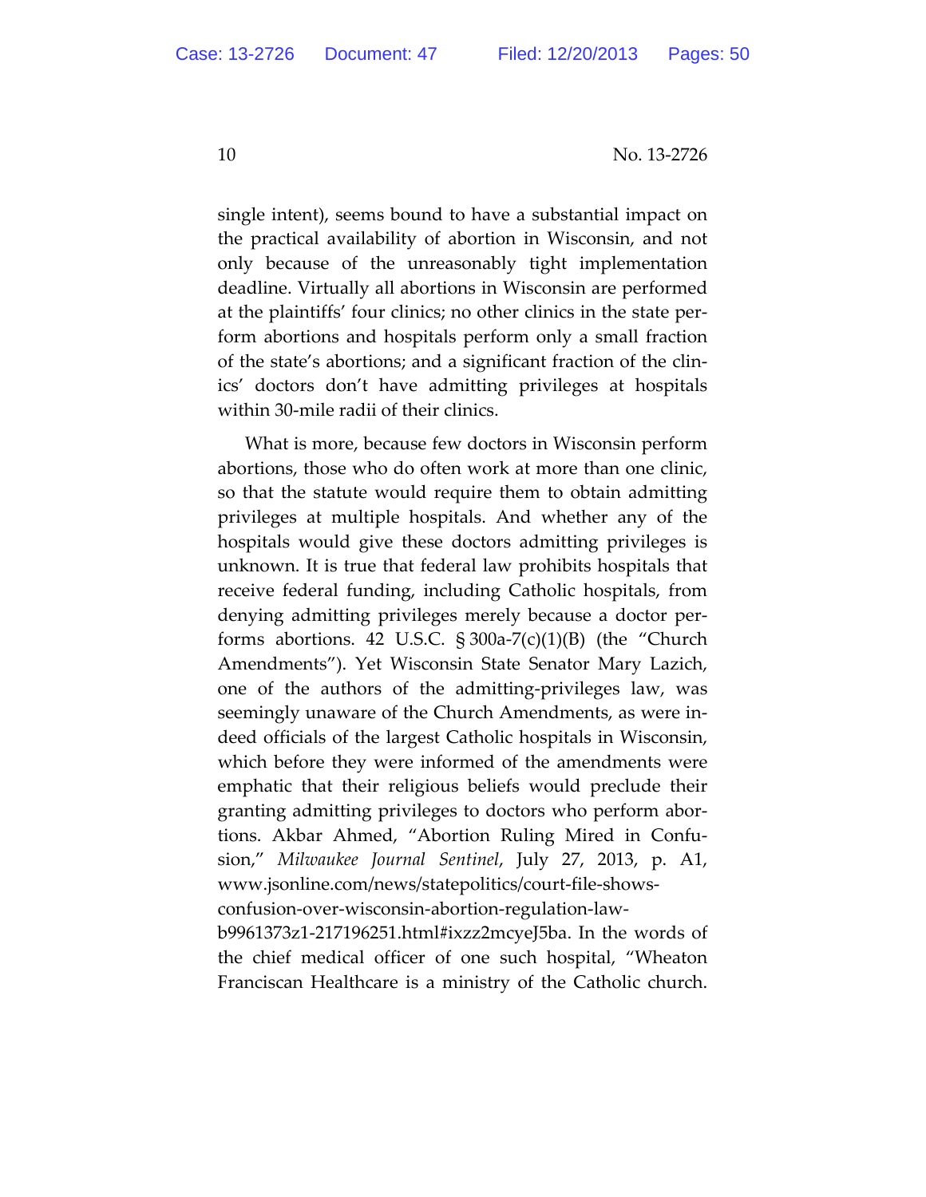single intent), seems bound to have a substantial impact on the practical availability of abortion in Wisconsin, and not only because of the unreasonably tight implementation deadline. Virtually all abortions in Wisconsin are performed at the plaintiffs' four clinics; no other clinics in the state perform abortions and hospitals perform only a small fraction of the state's abortions; and a significant fraction of the clinics' doctors don't have admitting privileges at hospitals within 30-mile radii of their clinics.

What is more, because few doctors in Wisconsin perform abortions, those who do often work at more than one clinic, so that the statute would require them to obtain admitting privileges at multiple hospitals. And whether any of the hospitals would give these doctors admitting privileges is unknown. It is true that federal law prohibits hospitals that receive federal funding, including Catholic hospitals, from denying admitting privileges merely because a doctor performs abortions. 42 U.S.C. § 300a-7(c)(1)(B) (the "Church Amendments"). Yet Wisconsin State Senator Mary Lazich, one of the authors of the admitting-privileges law, was seemingly unaware of the Church Amendments, as were indeed officials of the largest Catholic hospitals in Wisconsin, which before they were informed of the amendments were emphatic that their religious beliefs would preclude their granting admitting privileges to doctors who perform abortions. Akbar Ahmed, "Abortion Ruling Mired in Confusion," *Milwaukee Journal Sentinel*, July 27, 2013, p. A1, www.jsonline.com/news/statepolitics/court-file-shows-confusion-over-wisconsin-abortion-regulation-law-b9961373z1-217196251.html#ixzz2mcyeJ5ba. In the words of the chief medical officer of one such hospital, "Wheaton Franciscan Healthcare is a ministry of the Catholic church.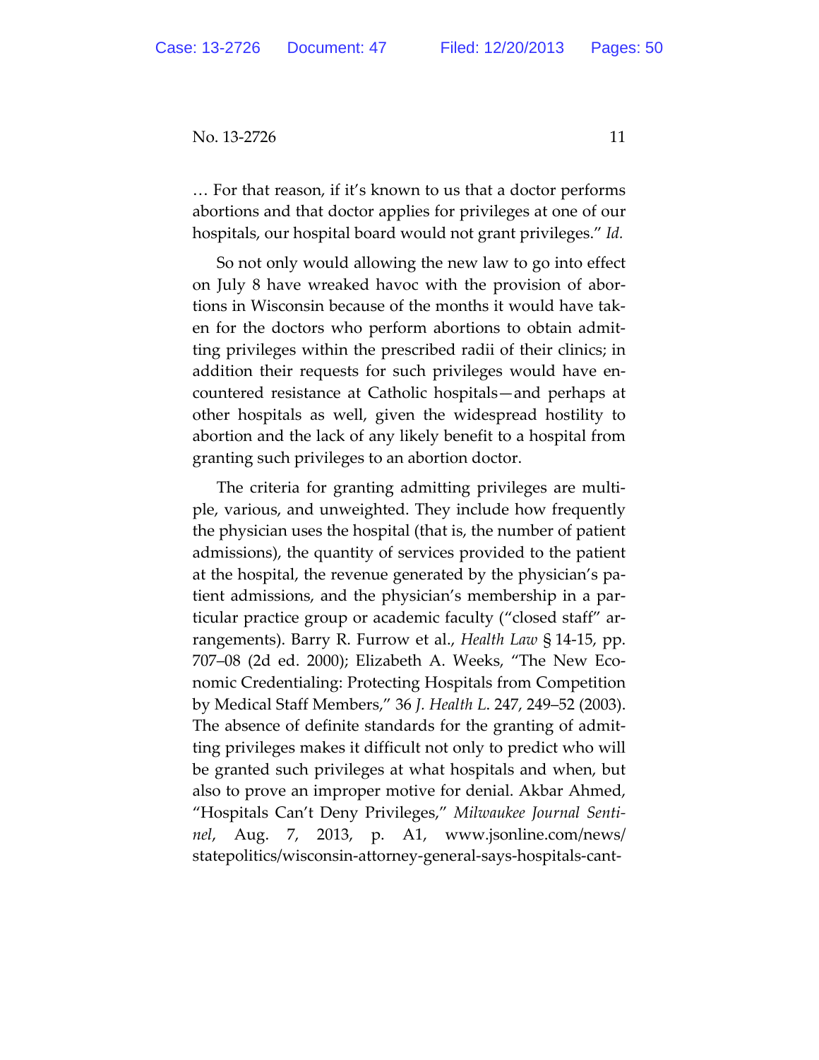… For that reason, if it's known to us that a doctor performs abortions and that doctor applies for privileges at one of our hospitals, our hospital board would not grant privileges." *Id.*

So not only would allowing the new law to go into effect on July 8 have wreaked havoc with the provision of abortions in Wisconsin because of the months it would have taken for the doctors who perform abortions to obtain admitting privileges within the prescribed radii of their clinics; in addition their requests for such privileges would have encountered resistance at Catholic hospitals—and perhaps at other hospitals as well, given the widespread hostility to abortion and the lack of any likely benefit to a hospital from granting such privileges to an abortion doctor.

The criteria for granting admitting privileges are multiple, various, and unweighted. They include how frequently the physician uses the hospital (that is, the number of patient admissions), the quantity of services provided to the patient at the hospital, the revenue generated by the physician's patient admissions, and the physician's membership in a particular practice group or academic faculty ("closed staff" arrangements). Barry R. Furrow et al., *Health Law* § 14-15, pp. 707–08 (2d ed. 2000); Elizabeth A. Weeks, "The New Economic Credentialing: Protecting Hospitals from Competition by Medical Staff Members," 36 *J. Health L.* 247, 249–52 (2003). The absence of definite standards for the granting of admitting privileges makes it difficult not only to predict who will be granted such privileges at what hospitals and when, but also to prove an improper motive for denial. Akbar Ahmed, "Hospitals Can't Deny Privileges," *Milwaukee Journal Sentinel*, Aug. 7, 2013, p. A1, www.jsonline.com/news/statepolitics/wisconsin-attorney-general-says-hospitals-cant-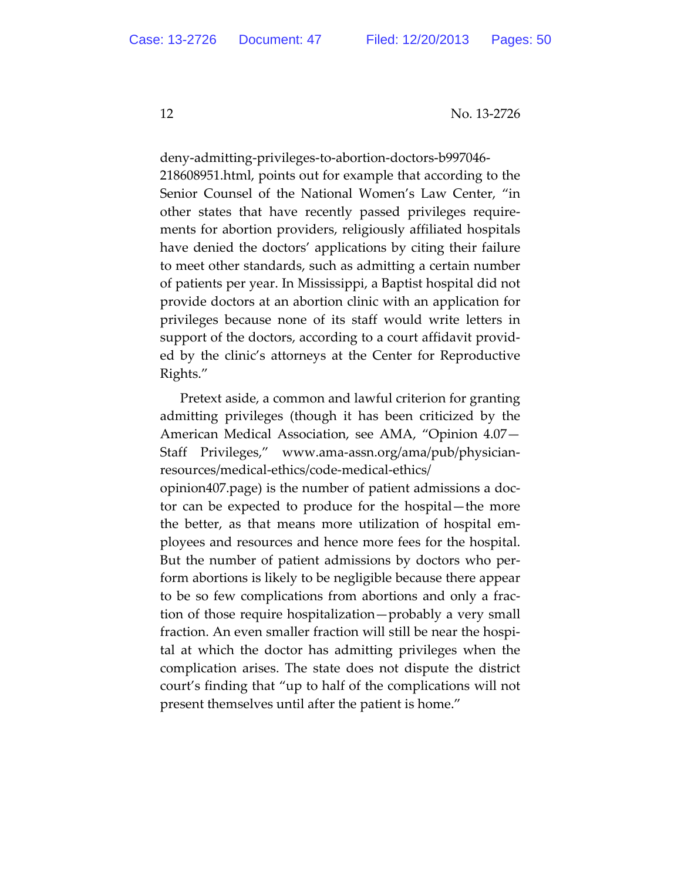deny-admitting-privileges-to-abortion-doctors-b997046-218608951.html, points out for example that according to the Senior Counsel of the National Women's Law Center, "in other states that have recently passed privileges requirements for abortion providers, religiously affiliated hospitals have denied the doctors' applications by citing their failure to meet other standards, such as admitting a certain number of patients per year. In Mississippi, a Baptist hospital did not provide doctors at an abortion clinic with an application for privileges because none of its staff would write letters in support of the doctors, according to a court affidavit provided by the clinic's attorneys at the Center for Reproductive Rights."

Pretext aside, a common and lawful criterion for granting admitting privileges (though it has been criticized by the American Medical Association, see AMA, "Opinion 4.07—Staff Privileges," www.ama-assn.org/ama/pub/physician-resources/medical-ethics/code-medical-ethics/opinion407.page) is the number of patient admissions a doctor can be expected to produce for the hospital—the more the better, as that means more utilization of hospital employees and resources and hence more fees for the hospital. But the number of patient admissions by doctors who perform abortions is likely to be negligible because there appear to be so few complications from abortions and only a fraction of those require hospitalization—probably a very small fraction. An even smaller fraction will still be near the hospital at which the doctor has admitting privileges when the complication arises. The state does not dispute the district court's finding that "up to half of the complications will not present themselves until after the patient is home."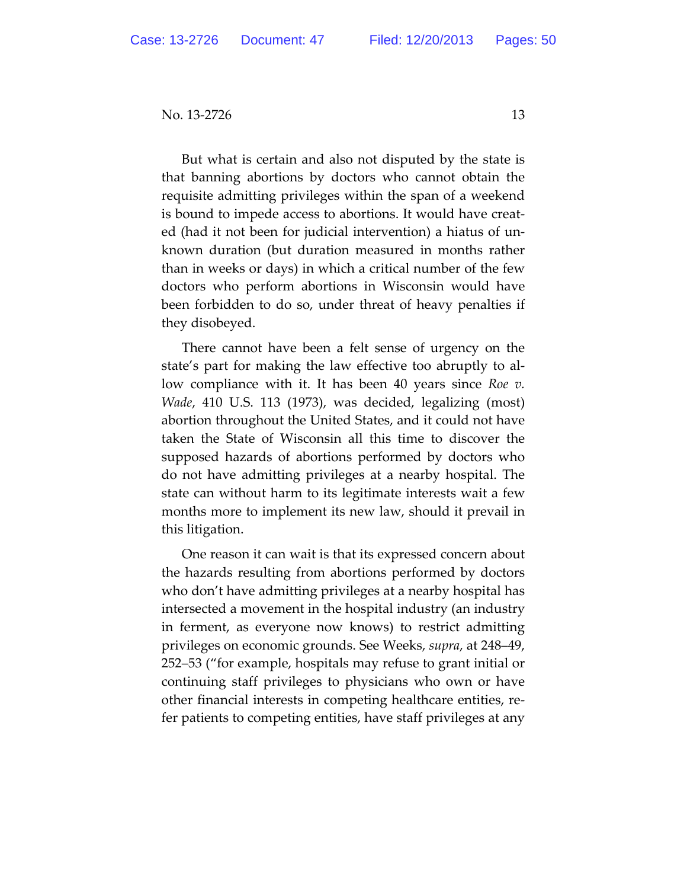But what is certain and also not disputed by the state is that banning abortions by doctors who cannot obtain the requisite admitting privileges within the span of a weekend is bound to impede access to abortions. It would have created (had it not been for judicial intervention) a hiatus of unknown duration (but duration measured in months rather than in weeks or days) in which a critical number of the few doctors who perform abortions in Wisconsin would have been forbidden to do so, under threat of heavy penalties if they disobeyed.

There cannot have been a felt sense of urgency on the state's part for making the law effective too abruptly to allow compliance with it. It has been 40 years since *Roe v. Wade*, 410 U.S. 113 (1973), was decided, legalizing (most) abortion throughout the United States, and it could not have taken the State of Wisconsin all this time to discover the supposed hazards of abortions performed by doctors who do not have admitting privileges at a nearby hospital. The state can without harm to its legitimate interests wait a few months more to implement its new law, should it prevail in this litigation.

One reason it can wait is that its expressed concern about the hazards resulting from abortions performed by doctors who don't have admitting privileges at a nearby hospital has intersected a movement in the hospital industry (an industry in ferment, as everyone now knows) to restrict admitting privileges on economic grounds. See Weeks, *supra*, at 248–49, 252–53 ("for example, hospitals may refuse to grant initial or continuing staff privileges to physicians who own or have other financial interests in competing healthcare entities, refer patients to competing entities, have staff privileges at any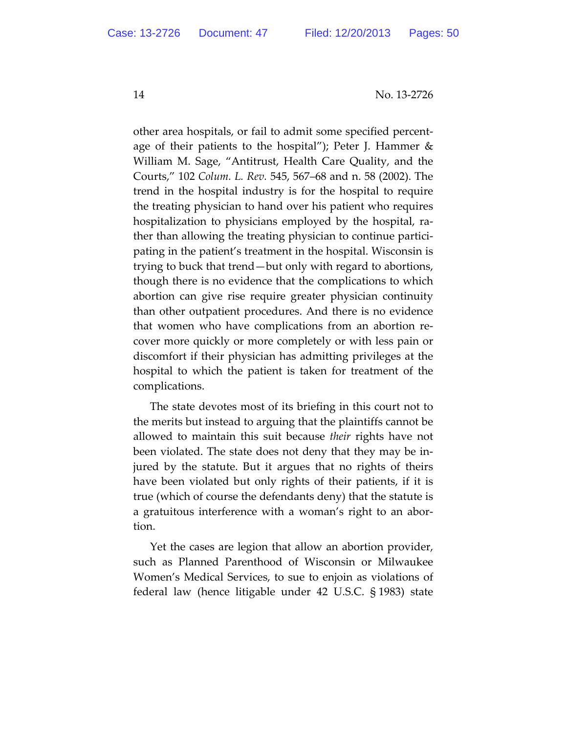other area hospitals, or fail to admit some specified percentage of their patients to the hospital"); Peter J. Hammer & William M. Sage, "Antitrust, Health Care Quality, and the Courts," 102 *Colum. L. Rev.* 545, 567–68 and n. 58 (2002). The trend in the hospital industry is for the hospital to require the treating physician to hand over his patient who requires hospitalization to physicians employed by the hospital, rather than allowing the treating physician to continue participating in the patient's treatment in the hospital. Wisconsin is trying to buck that trend—but only with regard to abortions, though there is no evidence that the complications to which abortion can give rise require greater physician continuity than other outpatient procedures. And there is no evidence that women who have complications from an abortion recover more quickly or more completely or with less pain or discomfort if their physician has admitting privileges at the hospital to which the patient is taken for treatment of the complications.

The state devotes most of its briefing in this court not to the merits but instead to arguing that the plaintiffs cannot be allowed to maintain this suit because *their* rights have not been violated. The state does not deny that they may be injured by the statute. But it argues that no rights of theirs have been violated but only rights of their patients, if it is true (which of course the defendants deny) that the statute is a gratuitous interference with a woman's right to an abortion.

Yet the cases are legion that allow an abortion provider, such as Planned Parenthood of Wisconsin or Milwaukee Women's Medical Services, to sue to enjoin as violations of federal law (hence litigable under 42 U.S.C. § 1983) state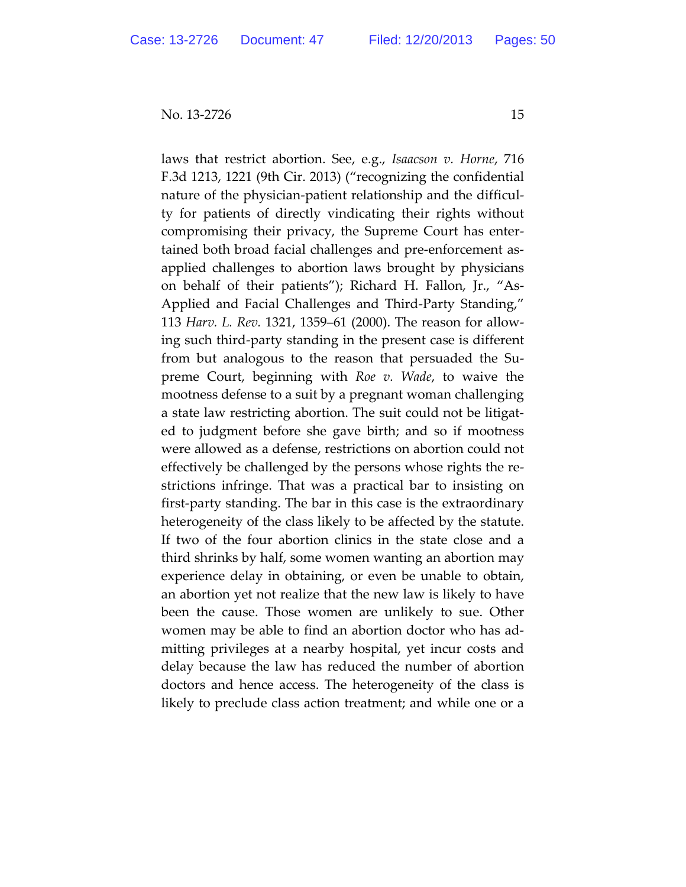laws that restrict abortion. See, e.g., *Isaacson v. Horne*, 716 F.3d 1213, 1221 (9th Cir. 2013) ("recognizing the confidential nature of the physician-patient relationship and the difficulty for patients of directly vindicating their rights without compromising their privacy, the Supreme Court has entertained both broad facial challenges and pre-enforcement as-applied challenges to abortion laws brought by physicians on behalf of their patients"); Richard H. Fallon, Jr., "As-Applied and Facial Challenges and Third-Party Standing," 113 *Harv. L. Rev.* 1321, 1359–61 (2000). The reason for allowing such third-party standing in the present case is different from but analogous to the reason that persuaded the Supreme Court, beginning with *Roe v. Wade*, to waive the mootness defense to a suit by a pregnant woman challenging a state law restricting abortion. The suit could not be litigated to judgment before she gave birth; and so if mootness were allowed as a defense, restrictions on abortion could not effectively be challenged by the persons whose rights the restrictions infringe. That was a practical bar to insisting on first-party standing. The bar in this case is the extraordinary heterogeneity of the class likely to be affected by the statute. If two of the four abortion clinics in the state close and a third shrinks by half, some women wanting an abortion may experience delay in obtaining, or even be unable to obtain, an abortion yet not realize that the new law is likely to have been the cause. Those women are unlikely to sue. Other women may be able to find an abortion doctor who has admitting privileges at a nearby hospital, yet incur costs and delay because the law has reduced the number of abortion doctors and hence access. The heterogeneity of the class is likely to preclude class action treatment; and while one or a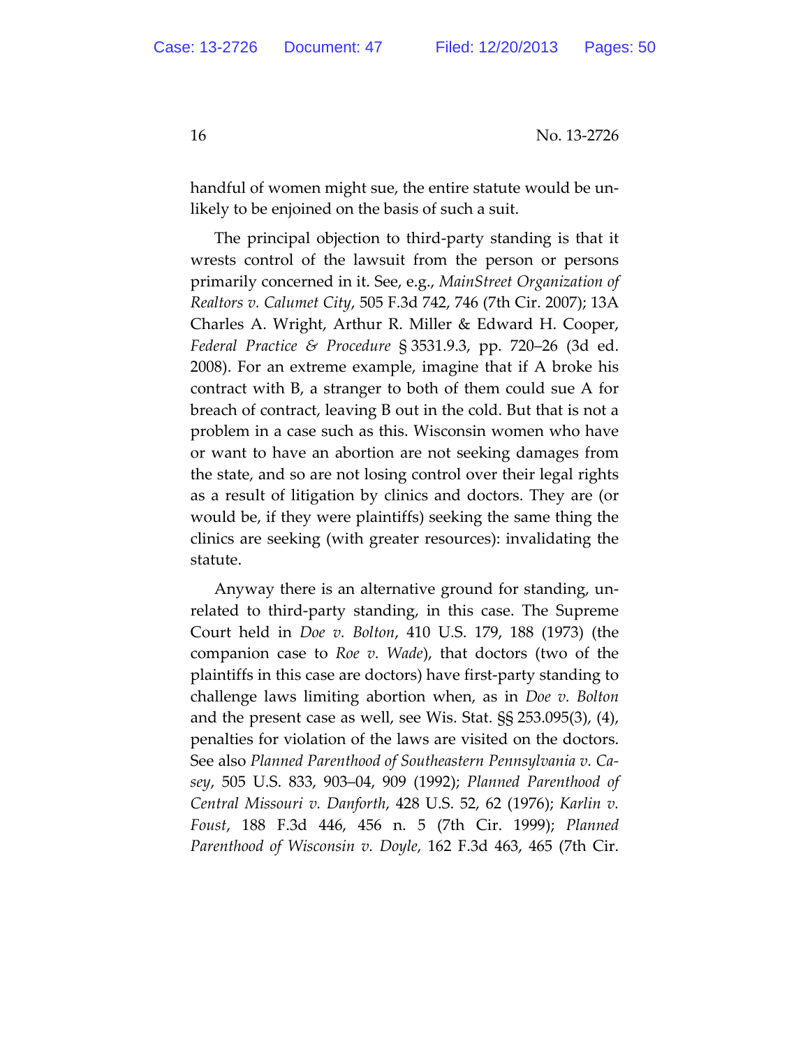handful of women might sue, the entire statute would be unlikely to be enjoined on the basis of such a suit.

The principal objection to third-party standing is that it wrests control of the lawsuit from the person or persons primarily concerned in it. See, e.g., *MainStreet Organization of Realtors v. Calumet City*, 505 F.3d 742, 746 (7th Cir. 2007); 13A Charles A. Wright, Arthur R. Miller & Edward H. Cooper, *Federal Practice & Procedure* § 3531.9.3, pp. 720–26 (3d ed. 2008). For an extreme example, imagine that if A broke his contract with B, a stranger to both of them could sue A for breach of contract, leaving B out in the cold. But that is not a problem in a case such as this. Wisconsin women who have or want to have an abortion are not seeking damages from the state, and so are not losing control over their legal rights as a result of litigation by clinics and doctors. They are (or would be, if they were plaintiffs) seeking the same thing the clinics are seeking (with greater resources): invalidating the statute.

Anyway there is an alternative ground for standing, unrelated to third-party standing, in this case. The Supreme Court held in *Doe v. Bolton*, 410 U.S. 179, 188 (1973) (the companion case to *Roe v. Wade*), that doctors (two of the plaintiffs in this case are doctors) have first-party standing to challenge laws limiting abortion when, as in *Doe v. Bolton* and the present case as well, see Wis. Stat. §§ 253.095(3), (4), penalties for violation of the laws are visited on the doctors. See also *Planned Parenthood of Southeastern Pennsylvania v. Casey*, 505 U.S. 833, 903–04, 909 (1992); *Planned Parenthood of Central Missouri v. Danforth*, 428 U.S. 52, 62 (1976); *Karlin v. Foust*, 188 F.3d 446, 456 n. 5 (7th Cir. 1999); *Planned Parenthood of Wisconsin v. Doyle*, 162 F.3d 463, 465 (7th Cir.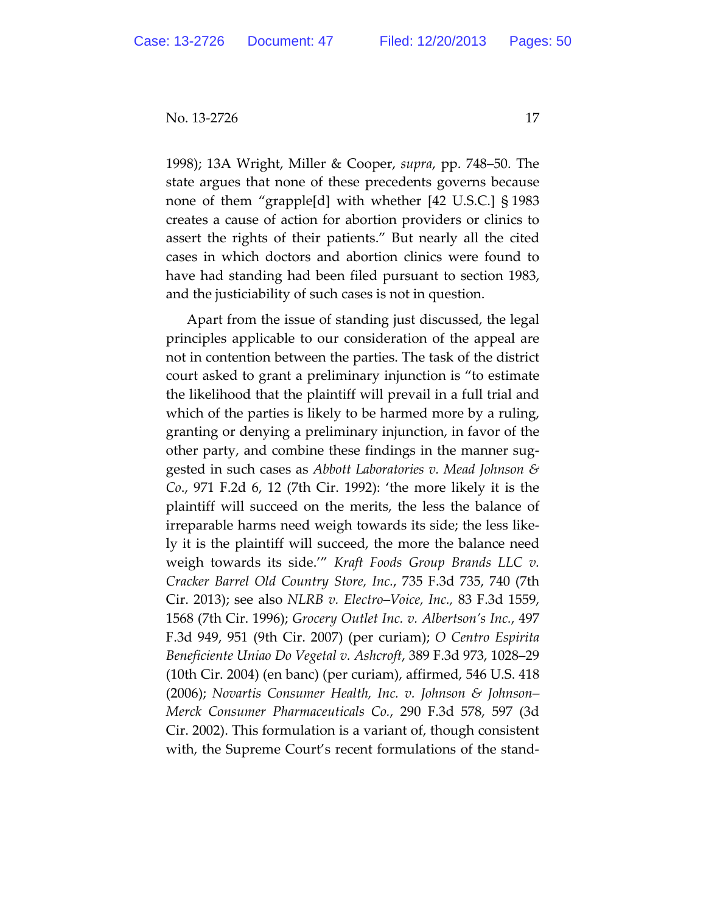1998); 13A Wright, Miller & Cooper, *supra*, pp. 748–50. The state argues that none of these precedents governs because none of them "grapple[d] with whether [42 U.S.C.] § 1983 creates a cause of action for abortion providers or clinics to assert the rights of their patients." But nearly all the cited cases in which doctors and abortion clinics were found to have had standing had been filed pursuant to section 1983, and the justiciability of such cases is not in question.

Apart from the issue of standing just discussed, the legal principles applicable to our consideration of the appeal are not in contention between the parties. The task of the district court asked to grant a preliminary injunction is "to estimate the likelihood that the plaintiff will prevail in a full trial and which of the parties is likely to be harmed more by a ruling, granting or denying a preliminary injunction, in favor of the other party, and combine these findings in the manner suggested in such cases as *Abbott Laboratories v. Mead Johnson & Co.*, 971 F.2d 6, 12 (7th Cir. 1992): 'the more likely it is the plaintiff will succeed on the merits, the less the balance of irreparable harms need weigh towards its side; the less likely it is the plaintiff will succeed, the more the balance need weigh towards its side.'" *Kraft Foods Group Brands LLC v. Cracker Barrel Old Country Store, Inc.*, 735 F.3d 735, 740 (7th Cir. 2013); see also *NLRB v. Electro–Voice, Inc.*, 83 F.3d 1559, 1568 (7th Cir. 1996); *Grocery Outlet Inc. v. Albertson's Inc.*, 497 F.3d 949, 951 (9th Cir. 2007) (per curiam); *O Centro Espirita Beneficiente Uniao Do Vegetal v. Ashcroft*, 389 F.3d 973, 1028–29 (10th Cir. 2004) (en banc) (per curiam), affirmed, 546 U.S. 418 (2006); *Novartis Consumer Health, Inc. v. Johnson & Johnson–Merck Consumer Pharmaceuticals Co.*, 290 F.3d 578, 597 (3d Cir. 2002). This formulation is a variant of, though consistent with, the Supreme Court's recent formulations of the stand-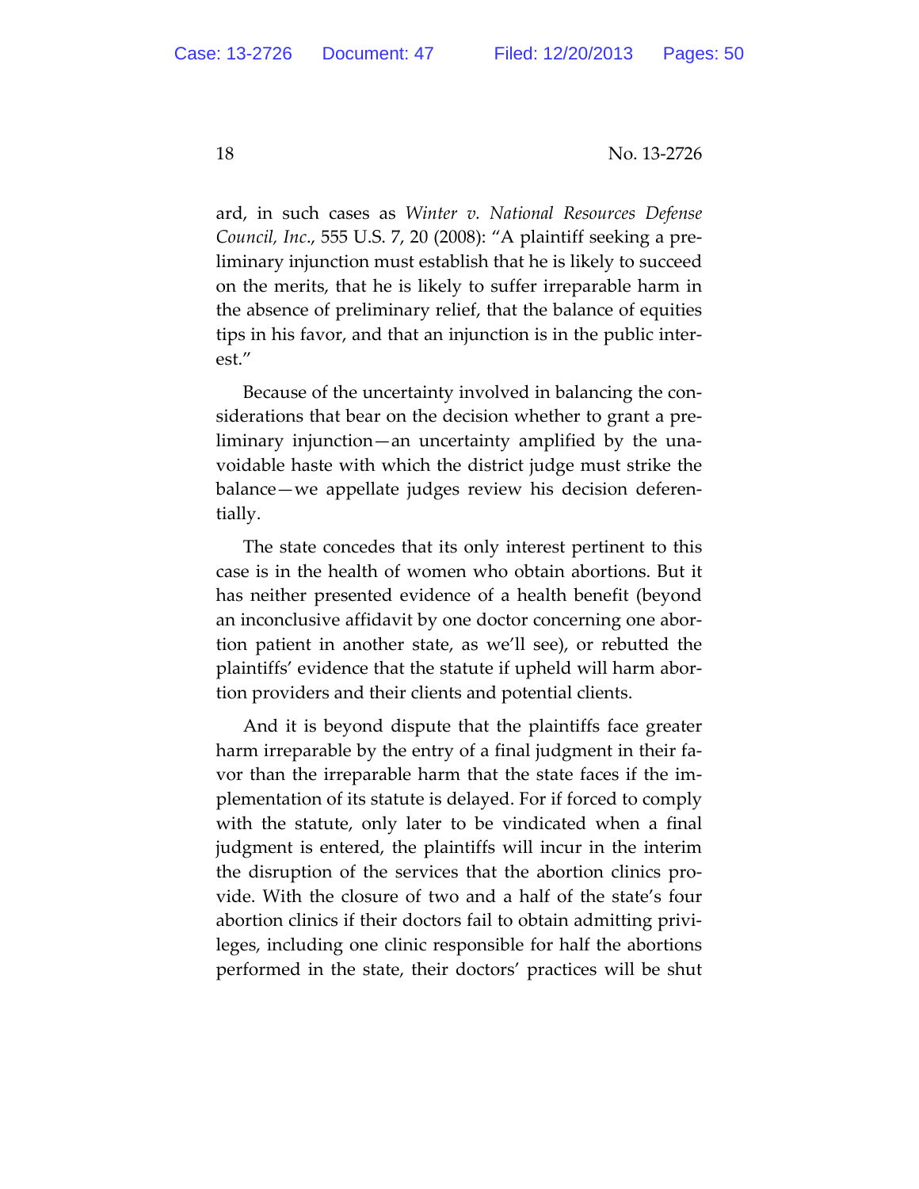ard, in such cases as *Winter v. National Resources Defense Council, Inc.*, 555 U.S. 7, 20 (2008): "A plaintiff seeking a preliminary injunction must establish that he is likely to succeed on the merits, that he is likely to suffer irreparable harm in the absence of preliminary relief, that the balance of equities tips in his favor, and that an injunction is in the public interest."

Because of the uncertainty involved in balancing the considerations that bear on the decision whether to grant a preliminary injunction—an uncertainty amplified by the unavoidable haste with which the district judge must strike the balance—we appellate judges review his decision deferentially.

The state concedes that its only interest pertinent to this case is in the health of women who obtain abortions. But it has neither presented evidence of a health benefit (beyond an inconclusive affidavit by one doctor concerning one abortion patient in another state, as we'll see), or rebutted the plaintiffs' evidence that the statute if upheld will harm abortion providers and their clients and potential clients.

And it is beyond dispute that the plaintiffs face greater harm irreparable by the entry of a final judgment in their favor than the irreparable harm that the state faces if the implementation of its statute is delayed. For if forced to comply with the statute, only later to be vindicated when a final judgment is entered, the plaintiffs will incur in the interim the disruption of the services that the abortion clinics provide. With the closure of two and a half of the state's four abortion clinics if their doctors fail to obtain admitting privileges, including one clinic responsible for half the abortions performed in the state, their doctors' practices will be shut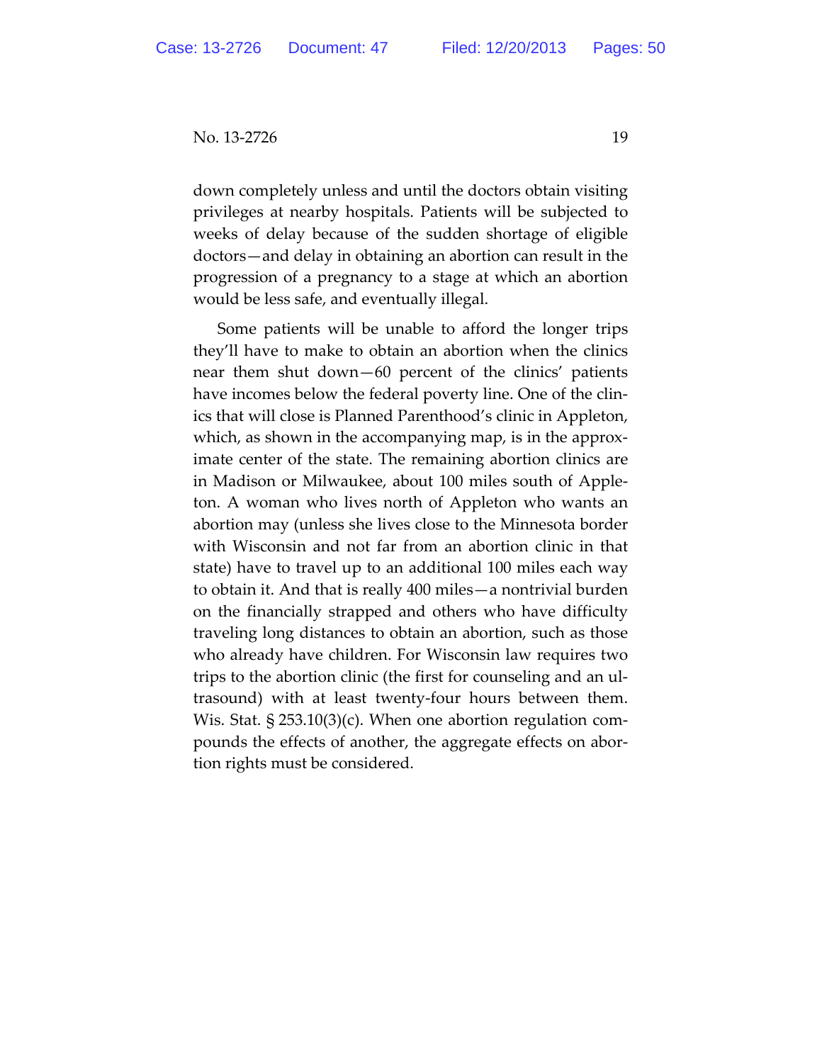down completely unless and until the doctors obtain visiting privileges at nearby hospitals. Patients will be subjected to weeks of delay because of the sudden shortage of eligible doctors—and delay in obtaining an abortion can result in the progression of a pregnancy to a stage at which an abortion would be less safe, and eventually illegal.

Some patients will be unable to afford the longer trips they'll have to make to obtain an abortion when the clinics near them shut down—60 percent of the clinics' patients have incomes below the federal poverty line. One of the clinics that will close is Planned Parenthood's clinic in Appleton, which, as shown in the accompanying map, is in the approximate center of the state. The remaining abortion clinics are in Madison or Milwaukee, about 100 miles south of Appleton. A woman who lives north of Appleton who wants an abortion may (unless she lives close to the Minnesota border with Wisconsin and not far from an abortion clinic in that state) have to travel up to an additional 100 miles each way to obtain it. And that is really 400 miles—a nontrivial burden on the financially strapped and others who have difficulty traveling long distances to obtain an abortion, such as those who already have children. For Wisconsin law requires two trips to the abortion clinic (the first for counseling and an ultrasound) with at least twenty-four hours between them. Wis. Stat. § 253.10(3)(c). When one abortion regulation compounds the effects of another, the aggregate effects on abortion rights must be considered.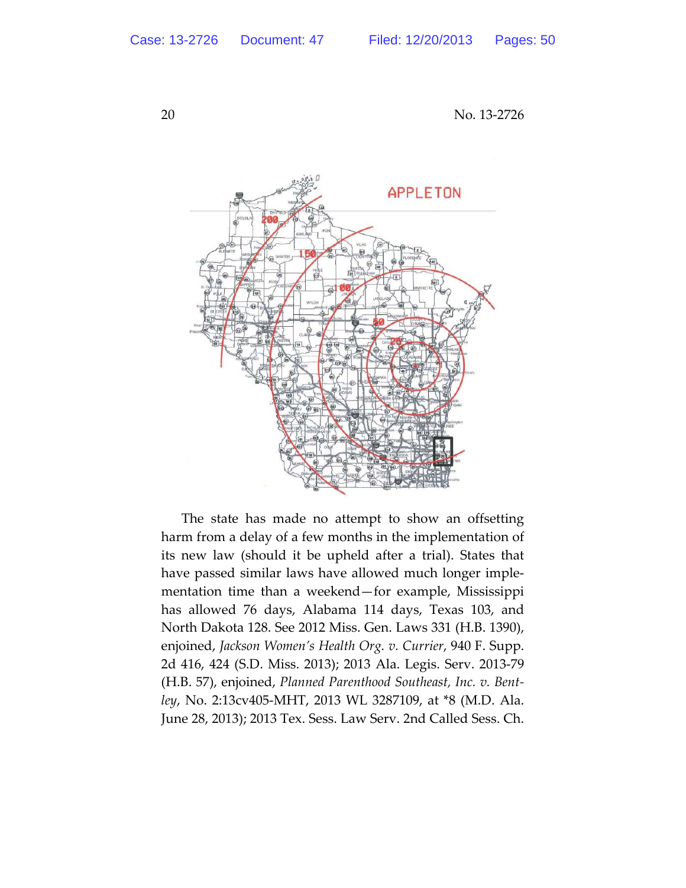The state has made no attempt to show an offsetting harm from a delay of a few months in the implementation of its new law (should it be upheld after a trial). States that have passed similar laws have allowed much longer implementation time than a weekend—for example, Mississippi has allowed 76 days, Alabama 114 days, Texas 103, and North Dakota 128. See 2012 Miss. Gen. Laws 331 (H.B. 1390), enjoined, *Jackson Women's Health Org. v. Currier*, 940 F. Supp. 2d 416, 424 (S.D. Miss. 2013); 2013 Ala. Legis. Serv. 2013-79 (H.B. 57), enjoined, *Planned Parenthood Southeast, Inc. v. Bentley*, No. 2:13cv405-MHT, 2013 WL 3287109, at *8 (M.D. Ala. June 28, 2013); 2013 Tex. Sess. Law Serv. 2nd Called Sess. Ch.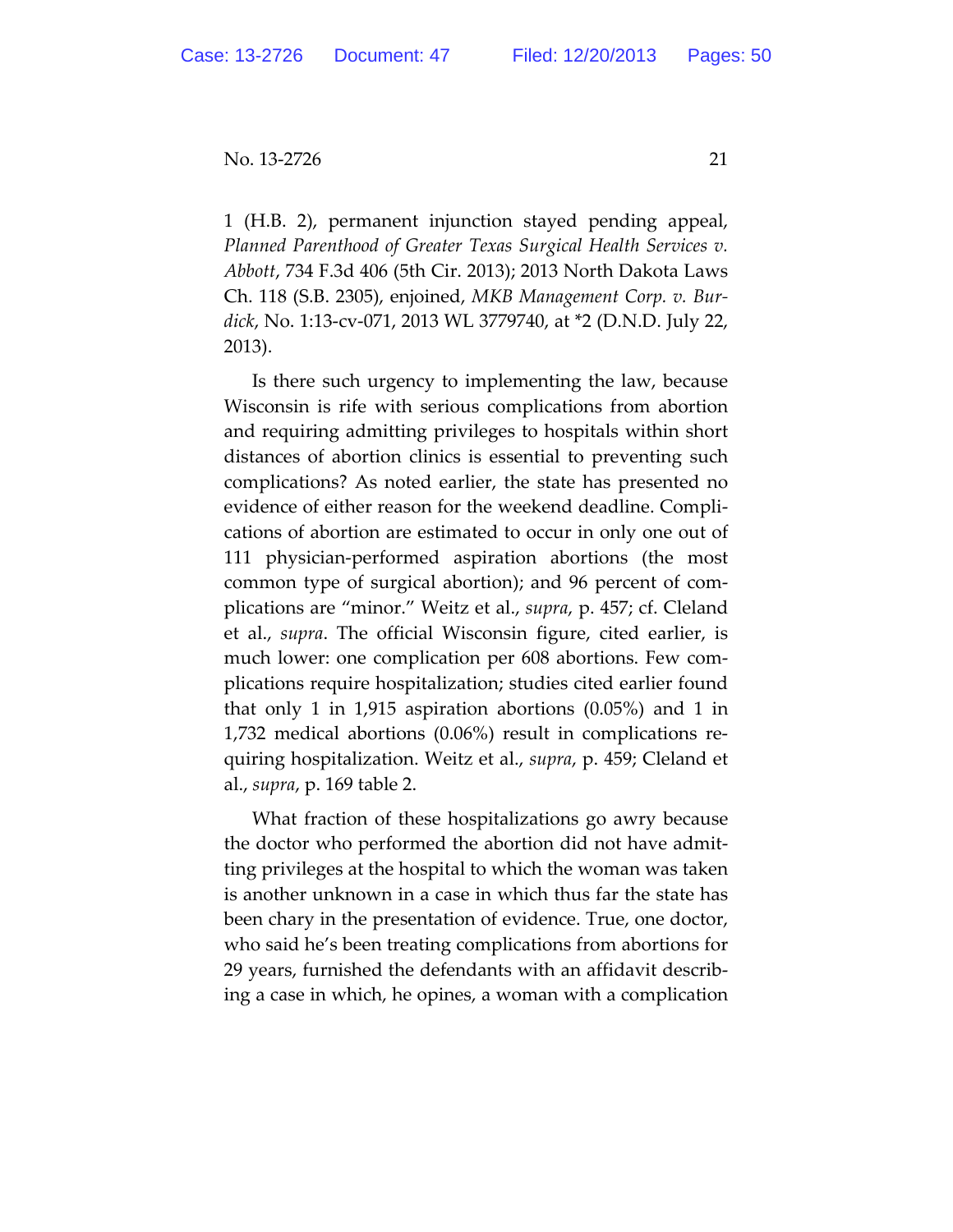1 (H.B. 2), permanent injunction stayed pending appeal, *Planned Parenthood of Greater Texas Surgical Health Services v. Abbott*, 734 F.3d 406 (5th Cir. 2013); 2013 North Dakota Laws Ch. 118 (S.B. 2305), enjoined, *MKB Management Corp. v. Burdick*, No. 1:13-cv-071, 2013 WL 3779740, at *2 (D.N.D. July 22, 2013).

Is there such urgency to implementing the law, because Wisconsin is rife with serious complications from abortion and requiring admitting privileges to hospitals within short distances of abortion clinics is essential to preventing such complications? As noted earlier, the state has presented no evidence of either reason for the weekend deadline. Complications of abortion are estimated to occur in only one out of 111 physician-performed aspiration abortions (the most common type of surgical abortion); and 96 percent of complications are "minor." Weitz et al., *supra*, p. 457; cf. Cleland et al., *supra*. The official Wisconsin figure, cited earlier, is much lower: one complication per 608 abortions. Few complications require hospitalization; studies cited earlier found that only 1 in 1,915 aspiration abortions (0.05%) and 1 in 1,732 medical abortions (0.06%) result in complications requiring hospitalization. Weitz et al., *supra*, p. 459; Cleland et al., *supra*, p. 169 table 2.

What fraction of these hospitalizations go awry because the doctor who performed the abortion did not have admitting privileges at the hospital to which the woman was taken is another unknown in a case in which thus far the state has been chary in the presentation of evidence. True, one doctor, who said he's been treating complications from abortions for 29 years, furnished the defendants with an affidavit describing a case in which, he opines, a woman with a complication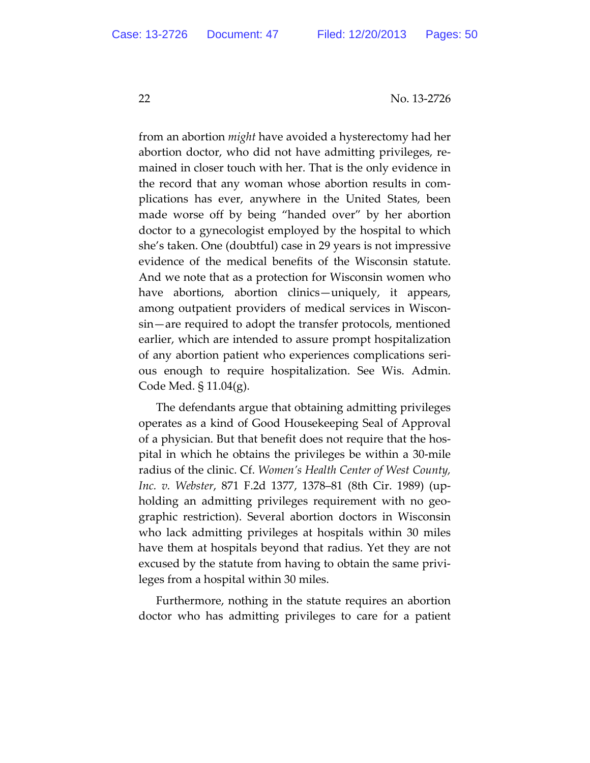from an abortion *might* have avoided a hysterectomy had her abortion doctor, who did not have admitting privileges, remained in closer touch with her. That is the only evidence in the record that any woman whose abortion results in complications has ever, anywhere in the United States, been made worse off by being "handed over" by her abortion doctor to a gynecologist employed by the hospital to which she's taken. One (doubtful) case in 29 years is not impressive evidence of the medical benefits of the Wisconsin statute. And we note that as a protection for Wisconsin women who have abortions, abortion clinics—uniquely, it appears, among outpatient providers of medical services in Wisconsin—are required to adopt the transfer protocols, mentioned earlier, which are intended to assure prompt hospitalization of any abortion patient who experiences complications serious enough to require hospitalization. See Wis. Admin. Code Med. § 11.04(g).

The defendants argue that obtaining admitting privileges operates as a kind of Good Housekeeping Seal of Approval of a physician. But that benefit does not require that the hospital in which he obtains the privileges be within a 30-mile radius of the clinic. Cf. *Women's Health Center of West County, Inc. v. Webster*, 871 F.2d 1377, 1378–81 (8th Cir. 1989) (upholding an admitting privileges requirement with no geographic restriction). Several abortion doctors in Wisconsin who lack admitting privileges at hospitals within 30 miles have them at hospitals beyond that radius. Yet they are not excused by the statute from having to obtain the same privileges from a hospital within 30 miles.

Furthermore, nothing in the statute requires an abortion doctor who has admitting privileges to care for a patient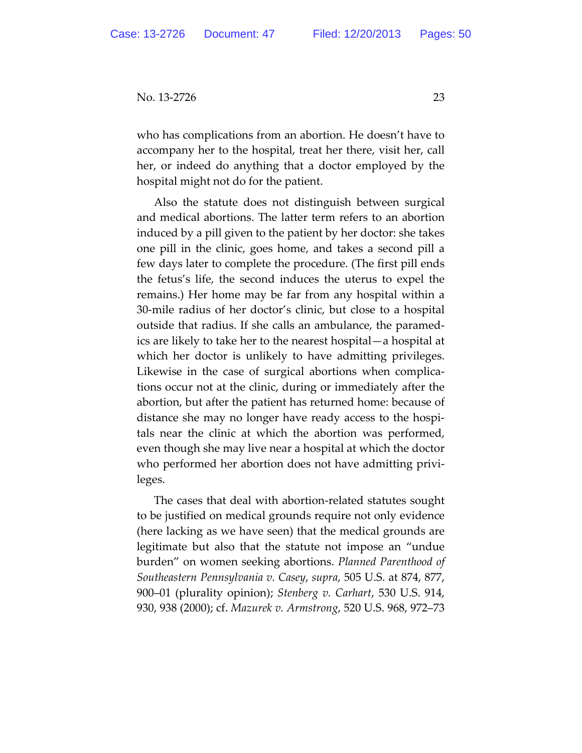who has complications from an abortion. He doesn't have to accompany her to the hospital, treat her there, visit her, call her, or indeed do anything that a doctor employed by the hospital might not do for the patient.

Also the statute does not distinguish between surgical and medical abortions. The latter term refers to an abortion induced by a pill given to the patient by her doctor: she takes one pill in the clinic, goes home, and takes a second pill a few days later to complete the procedure. (The first pill ends the fetus's life, the second induces the uterus to expel the remains.) Her home may be far from any hospital within a 30-mile radius of her doctor's clinic, but close to a hospital outside that radius. If she calls an ambulance, the paramedics are likely to take her to the nearest hospital—a hospital at which her doctor is unlikely to have admitting privileges. Likewise in the case of surgical abortions when complications occur not at the clinic, during or immediately after the abortion, but after the patient has returned home: because of distance she may no longer have ready access to the hospitals near the clinic at which the abortion was performed, even though she may live near a hospital at which the doctor who performed her abortion does not have admitting privileges.

The cases that deal with abortion-related statutes sought to be justified on medical grounds require not only evidence (here lacking as we have seen) that the medical grounds are legitimate but also that the statute not impose an "undue burden" on women seeking abortions. *Planned Parenthood of Southeastern Pennsylvania v. Casey*, *supra*, 505 U.S. at 874, 877, 900–01 (plurality opinion); *Stenberg v. Carhart*, 530 U.S. 914, 930, 938 (2000); cf. *Mazurek v. Armstrong*, 520 U.S. 968, 972–73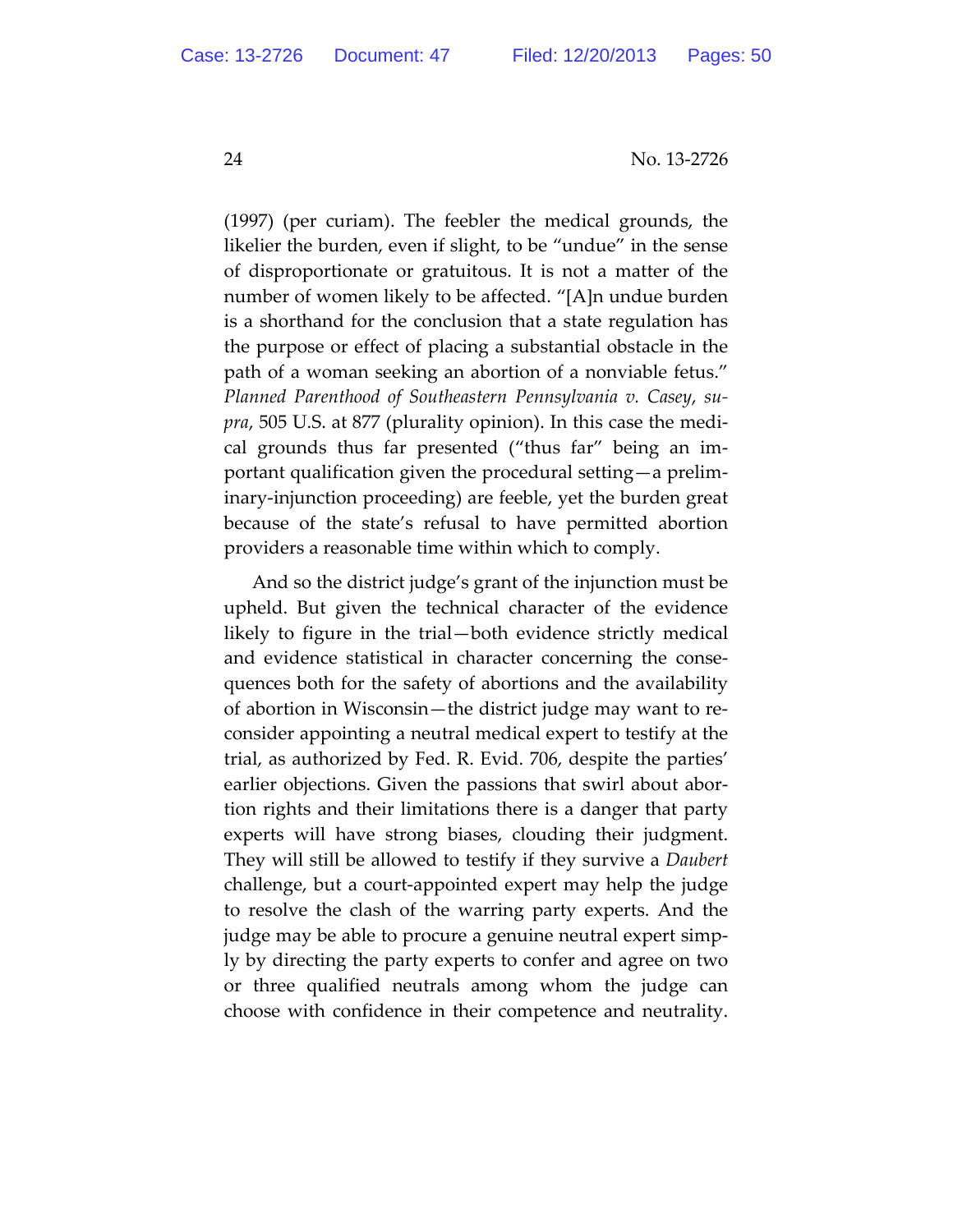(1997) (per curiam). The feebler the medical grounds, the likelier the burden, even if slight, to be "undue" in the sense of disproportionate or gratuitous. It is not a matter of the number of women likely to be affected. "[A]n undue burden is a shorthand for the conclusion that a state regulation has the purpose or effect of placing a substantial obstacle in the path of a woman seeking an abortion of a nonviable fetus." *Planned Parenthood of Southeastern Pennsylvania v. Casey*, *supra*, 505 U.S. at 877 (plurality opinion). In this case the medical grounds thus far presented ("thus far" being an important qualification given the procedural setting—a preliminary-injunction proceeding) are feeble, yet the burden great because of the state's refusal to have permitted abortion providers a reasonable time within which to comply.

And so the district judge's grant of the injunction must be upheld. But given the technical character of the evidence likely to figure in the trial—both evidence strictly medical and evidence statistical in character concerning the consequences both for the safety of abortions and the availability of abortion in Wisconsin—the district judge may want to reconsider appointing a neutral medical expert to testify at the trial, as authorized by Fed. R. Evid. 706, despite the parties' earlier objections. Given the passions that swirl about abortion rights and their limitations there is a danger that party experts will have strong biases, clouding their judgment. They will still be allowed to testify if they survive a *Daubert* challenge, but a court-appointed expert may help the judge to resolve the clash of the warring party experts. And the judge may be able to procure a genuine neutral expert simply by directing the party experts to confer and agree on two or three qualified neutrals among whom the judge can choose with confidence in their competence and neutrality.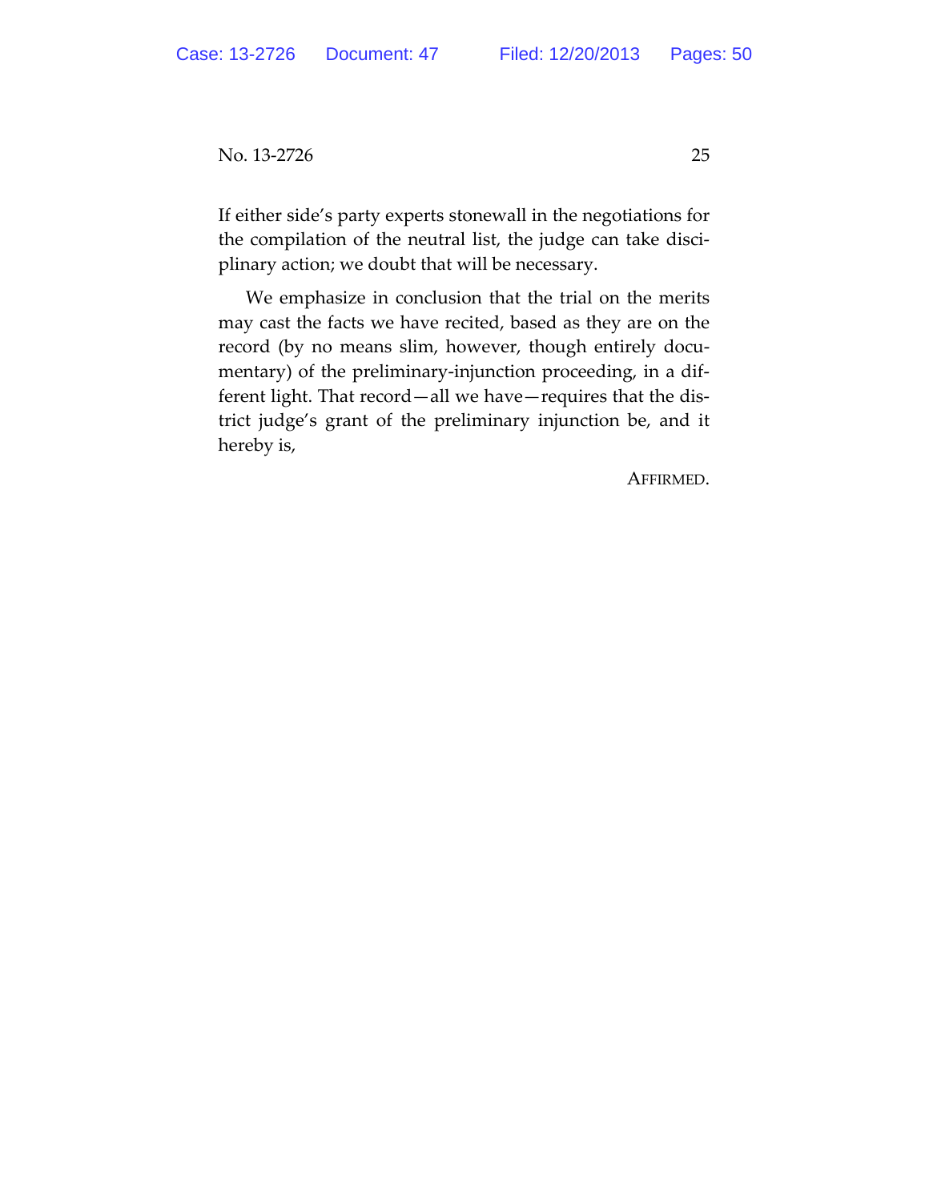If either side's party experts stonewall in the negotiations for the compilation of the neutral list, the judge can take disciplinary action; we doubt that will be necessary.

We emphasize in conclusion that the trial on the merits may cast the facts we have recited, based as they are on the record (by no means slim, however, though entirely documentary) of the preliminary-injunction proceeding, in a different light. That record—all we have—requires that the district judge's grant of the preliminary injunction be, and it hereby is,

AFFIRMED.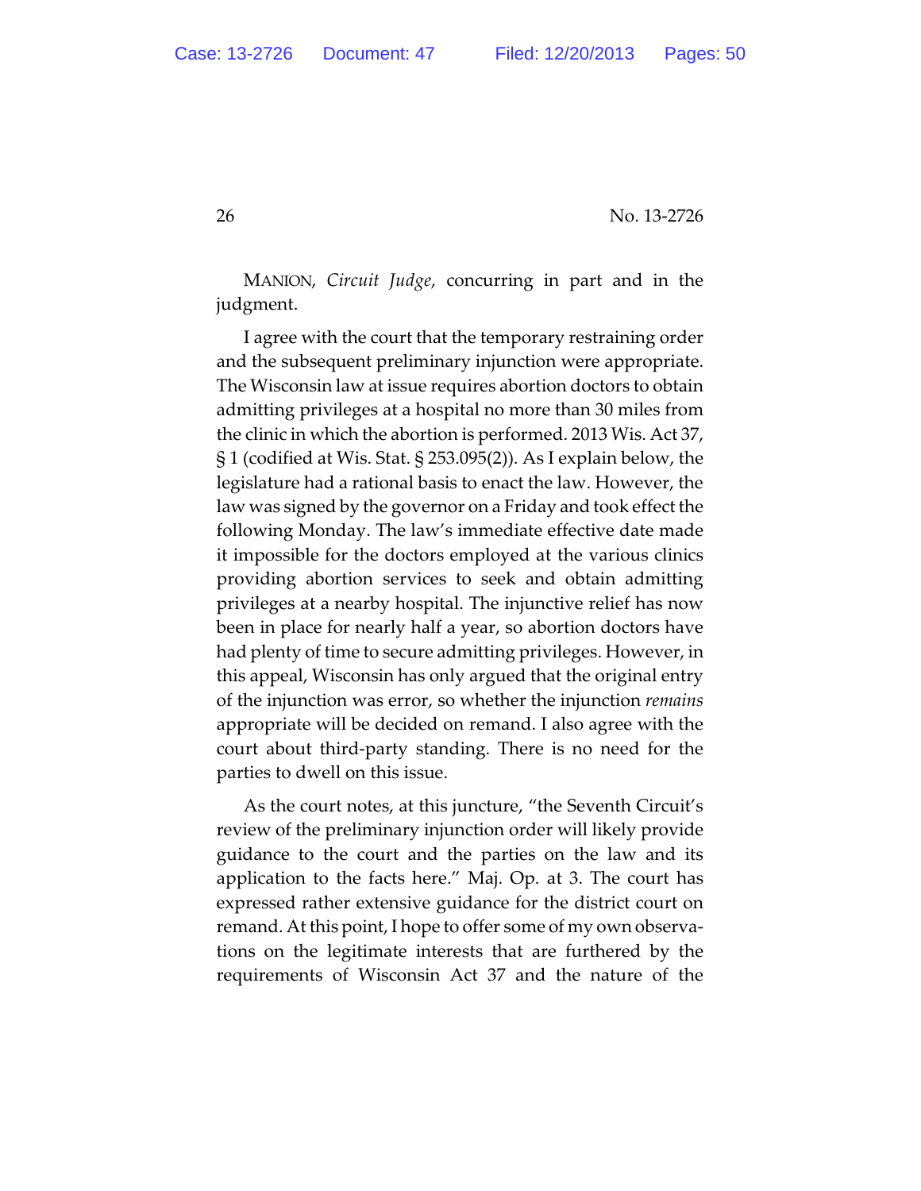MANION, *Circuit Judge*, concurring in part and in the judgment.

I agree with the court that the temporary restraining order and the subsequent preliminary injunction were appropriate. The Wisconsin law at issue requires abortion doctors to obtain admitting privileges at a hospital no more than 30 miles from the clinic in which the abortion is performed. 2013 Wis. Act 37, § 1 (codified at Wis. Stat. § 253.095(2)). As I explain below, the legislature had a rational basis to enact the law. However, the law was signed by the governor on a Friday and took effect the following Monday. The law's immediate effective date made it impossible for the doctors employed at the various clinics providing abortion services to seek and obtain admitting privileges at a nearby hospital. The injunctive relief has now been in place for nearly half a year, so abortion doctors have had plenty of time to secure admitting privileges. However, in this appeal, Wisconsin has only argued that the original entry of the injunction was error, so whether the injunction *remains* appropriate will be decided on remand. I also agree with the court about third-party standing. There is no need for the parties to dwell on this issue.

As the court notes, at this juncture, "the Seventh Circuit's review of the preliminary injunction order will likely provide guidance to the court and the parties on the law and its application to the facts here." Maj. Op. at 3. The court has expressed rather extensive guidance for the district court on remand. At this point, I hope to offer some of my own observations on the legitimate interests that are furthered by the requirements of Wisconsin Act 37 and the nature of the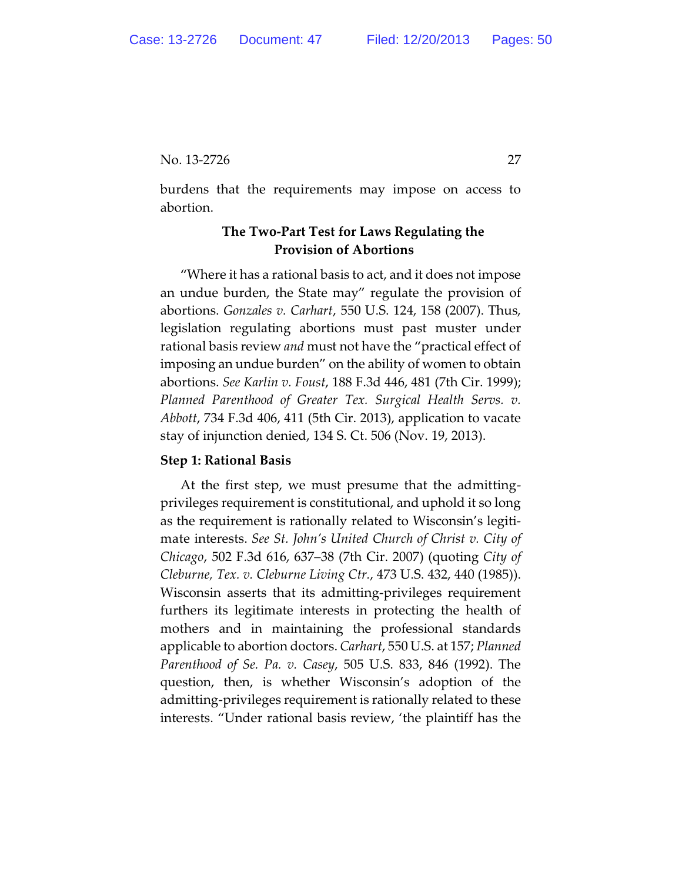burdens that the requirements may impose on access to abortion.

## The Two-Part Test for Laws Regulating the Provision of Abortions

"Where it has a rational basis to act, and it does not impose an undue burden, the State may" regulate the provision of abortions. *Gonzales v. Carhart*, 550 U.S. 124, 158 (2007). Thus, legislation regulating abortions must past muster under rational basis review *and* must not have the "practical effect of imposing an undue burden" on the ability of women to obtain abortions. *See Karlin v. Foust*, 188 F.3d 446, 481 (7th Cir. 1999); *Planned Parenthood of Greater Tex. Surgical Health Servs. v. Abbott*, 734 F.3d 406, 411 (5th Cir. 2013), application to vacate stay of injunction denied, 134 S. Ct. 506 (Nov. 19, 2013).

**Step 1: Rational Basis**

At the first step, we must presume that the admitting-privileges requirement is constitutional, and uphold it so long as the requirement is rationally related to Wisconsin's legitimate interests. *See St. John's United Church of Christ v. City of Chicago*, 502 F.3d 616, 637–38 (7th Cir. 2007) (quoting *City of Cleburne, Tex. v. Cleburne Living Ctr.*, 473 U.S. 432, 440 (1985)). Wisconsin asserts that its admitting-privileges requirement furthers its legitimate interests in protecting the health of mothers and in maintaining the professional standards applicable to abortion doctors. *Carhart*, 550 U.S. at 157; *Planned Parenthood of Se. Pa. v. Casey*, 505 U.S. 833, 846 (1992). The question, then, is whether Wisconsin's adoption of the admitting-privileges requirement is rationally related to these interests. "Under rational basis review, 'the plaintiff has the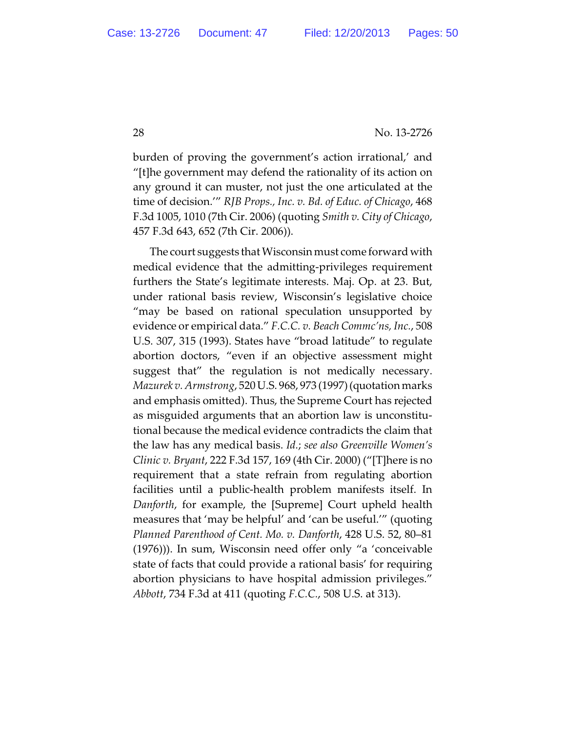burden of proving the government's action irrational,' and "[t]he government may defend the rationality of its action on any ground it can muster, not just the one articulated at the time of decision.'" *RJB Props., Inc. v. Bd. of Educ. of Chicago*, 468 F.3d 1005, 1010 (7th Cir. 2006) (quoting *Smith v. City of Chicago*, 457 F.3d 643, 652 (7th Cir. 2006)).

The court suggests that Wisconsin must come forward with medical evidence that the admitting-privileges requirement furthers the State's legitimate interests. Maj. Op. at 23. But, under rational basis review, Wisconsin's legislative choice "may be based on rational speculation unsupported by evidence or empirical data." *F.C.C. v. Beach Commc'ns, Inc.*, 508 U.S. 307, 315 (1993). States have "broad latitude" to regulate abortion doctors, "even if an objective assessment might suggest that" the regulation is not medically necessary. *Mazurek v. Armstrong*, 520 U.S. 968, 973 (1997) (quotation marks and emphasis omitted). Thus, the Supreme Court has rejected as misguided arguments that an abortion law is unconstitutional because the medical evidence contradicts the claim that the law has any medical basis. *Id.*; *see also Greenville Women's Clinic v. Bryant*, 222 F.3d 157, 169 (4th Cir. 2000) ("[T]here is no requirement that a state refrain from regulating abortion facilities until a public-health problem manifests itself. In *Danforth*, for example, the [Supreme] Court upheld health measures that 'may be helpful' and 'can be useful.'" (quoting *Planned Parenthood of Cent. Mo. v. Danforth*, 428 U.S. 52, 80–81 (1976))). In sum, Wisconsin need offer only "a 'conceivable state of facts that could provide a rational basis' for requiring abortion physicians to have hospital admission privileges." *Abbott*, 734 F.3d at 411 (quoting *F.C.C.*, 508 U.S. at 313).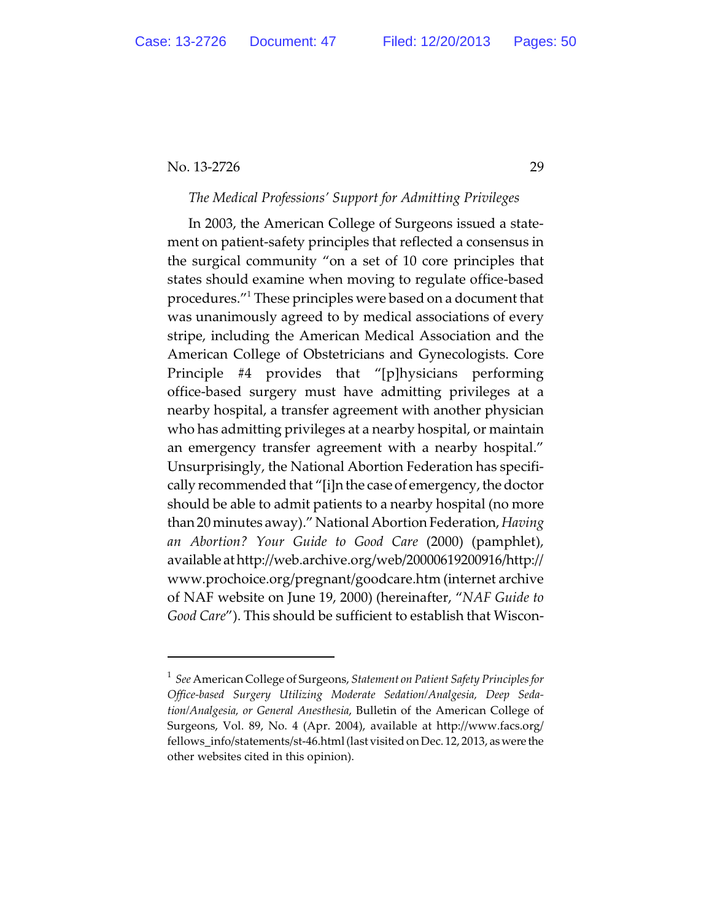*The Medical Professions' Support for Admitting Privileges*

In 2003, the American College of Surgeons issued a statement on patient-safety principles that reflected a consensus in the surgical community "on a set of 10 core principles that states should examine when moving to regulate office-based procedures."[1] These principles were based on a document that was unanimously agreed to by medical associations of every stripe, including the American Medical Association and the American College of Obstetricians and Gynecologists. Core Principle #4 provides that "[p]hysicians performing office-based surgery must have admitting privileges at a nearby hospital, a transfer agreement with another physician who has admitting privileges at a nearby hospital, or maintain an emergency transfer agreement with a nearby hospital." Unsurprisingly, the National Abortion Federation has specifically recommended that "[i]n the case of emergency, the doctor should be able to admit patients to a nearby hospital (no more than 20 minutes away)." National Abortion Federation, *Having an Abortion? Your Guide to Good Care* (2000) (pamphlet), available at http://web.archive.org/web/20000619200916/http://www.prochoice.org/pregnant/goodcare.htm (internet archive of NAF website on June 19, 2000) (hereinafter, "*NAF Guide to Good Care*"). This should be sufficient to establish that Wiscon-

---

[1] *See* American College of Surgeons, *Statement on Patient Safety Principles for Office-based Surgery Utilizing Moderate Sedation/Analgesia, Deep Sedation/Analgesia, or General Anesthesia*, Bulletin of the American College of Surgeons, Vol. 89, No. 4 (Apr. 2004), available at http://www.facs.org/fellows_info/statements/st-46.html (last visited on Dec. 12, 2013, as were the other websites cited in this opinion).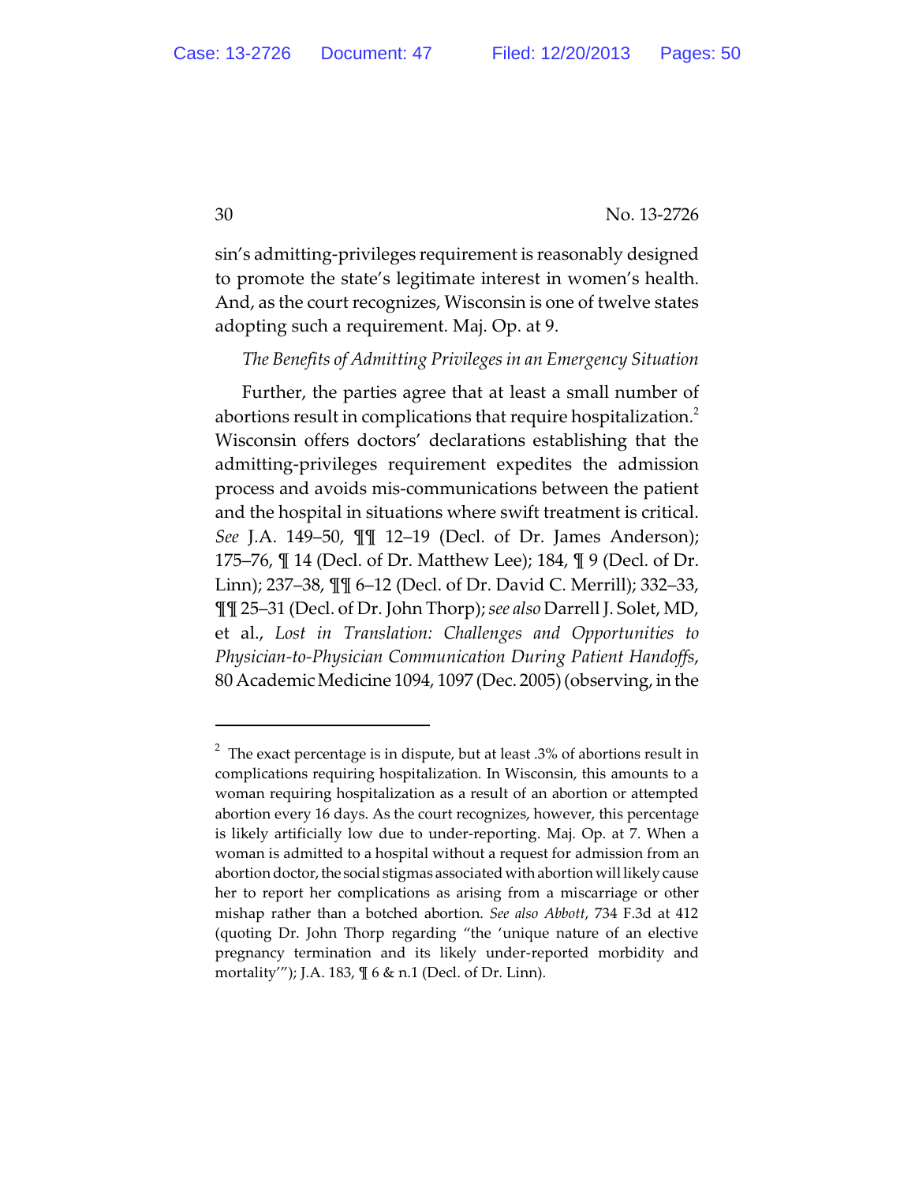sin's admitting-privileges requirement is reasonably designed to promote the state's legitimate interest in women's health. And, as the court recognizes, Wisconsin is one of twelve states adopting such a requirement. Maj. Op. at 9.

*The Benefits of Admitting Privileges in an Emergency Situation*

Further, the parties agree that at least a small number of abortions result in complications that require hospitalization.[2] Wisconsin offers doctors' declarations establishing that the admitting-privileges requirement expedites the admission process and avoids mis-communications between the patient and the hospital in situations where swift treatment is critical. *See* J.A. 149–50, ¶¶ 12–19 (Decl. of Dr. James Anderson); 175–76, ¶ 14 (Decl. of Dr. Matthew Lee); 184, ¶ 9 (Decl. of Dr. Linn); 237–38, ¶¶ 6–12 (Decl. of Dr. David C. Merrill); 332–33, ¶¶ 25–31 (Decl. of Dr. John Thorp); *see also* Darrell J. Solet, MD, et al., *Lost in Translation: Challenges and Opportunities to Physician-to-Physician Communication During Patient Handoffs*, 80 Academic Medicine 1094, 1097 (Dec. 2005) (observing, in the

---

[2] The exact percentage is in dispute, but at least .3% of abortions result in complications requiring hospitalization. In Wisconsin, this amounts to a woman requiring hospitalization as a result of an abortion or attempted abortion every 16 days. As the court recognizes, however, this percentage is likely artificially low due to under-reporting. Maj. Op. at 7. When a woman is admitted to a hospital without a request for admission from an abortion doctor, the social stigmas associated with abortion will likely cause her to report her complications as arising from a miscarriage or other mishap rather than a botched abortion. *See also Abbott*, 734 F.3d at 412 (quoting Dr. John Thorp regarding "the 'unique nature of an elective pregnancy termination and its likely under-reported morbidity and mortality'"); J.A. 183, ¶ 6 & n.1 (Decl. of Dr. Linn).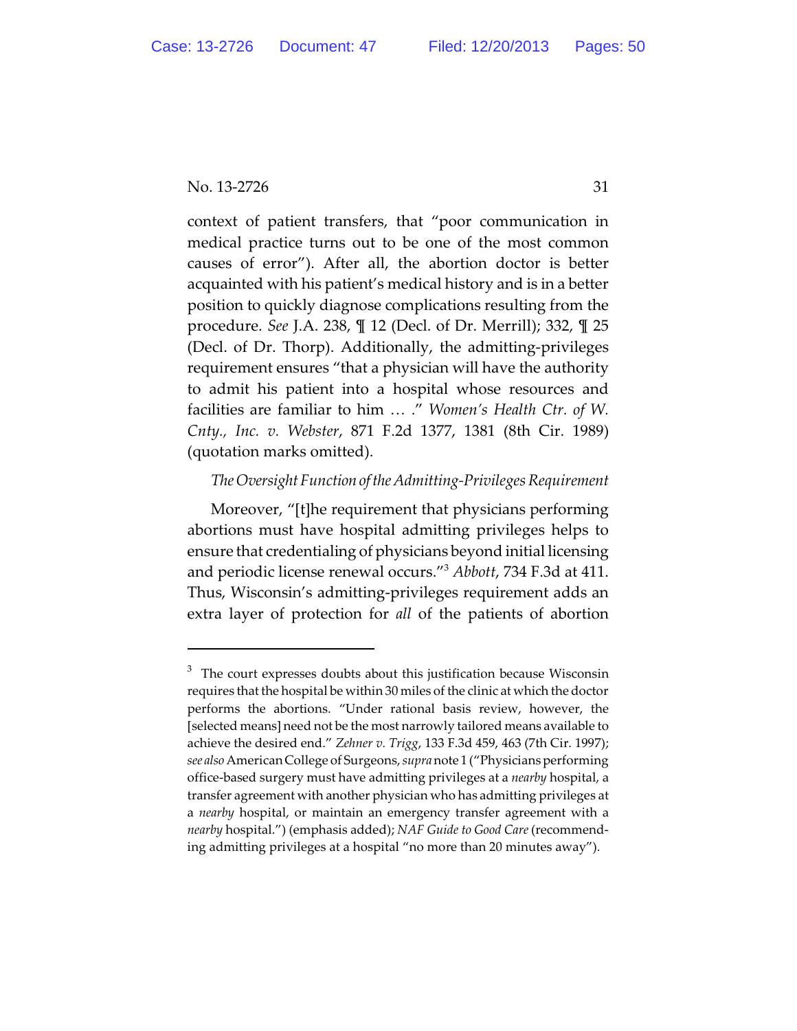context of patient transfers, that "poor communication in medical practice turns out to be one of the most common causes of error"). After all, the abortion doctor is better acquainted with his patient's medical history and is in a better position to quickly diagnose complications resulting from the procedure. *See* J.A. 238, ¶ 12 (Decl. of Dr. Merrill); 332, ¶ 25 (Decl. of Dr. Thorp). Additionally, the admitting-privileges requirement ensures "that a physician will have the authority to admit his patient into a hospital whose resources and facilities are familiar to him … ." *Women's Health Ctr. of W. Cnty., Inc. v. Webster*, 871 F.2d 1377, 1381 (8th Cir. 1989) (quotation marks omitted).

*The Oversight Function of the Admitting-Privileges Requirement*

Moreover, "[t]he requirement that physicians performing abortions must have hospital admitting privileges helps to ensure that credentialing of physicians beyond initial licensing and periodic license renewal occurs."[3] *Abbott*, 734 F.3d at 411. Thus, Wisconsin's admitting-privileges requirement adds an extra layer of protection for *all* of the patients of abortion

---

[3] The court expresses doubts about this justification because Wisconsin requires that the hospital be within 30 miles of the clinic at which the doctor performs the abortions. "Under rational basis review, however, the [selected means] need not be the most narrowly tailored means available to achieve the desired end." *Zehner v. Trigg*, 133 F.3d 459, 463 (7th Cir. 1997); *see also* American College of Surgeons, *supra* note 1 ("Physicians performing office-based surgery must have admitting privileges at a *nearby* hospital, a transfer agreement with another physician who has admitting privileges at a *nearby* hospital, or maintain an emergency transfer agreement with a *nearby* hospital.") (emphasis added); *NAF Guide to Good Care* (recommending admitting privileges at a hospital "no more than 20 minutes away").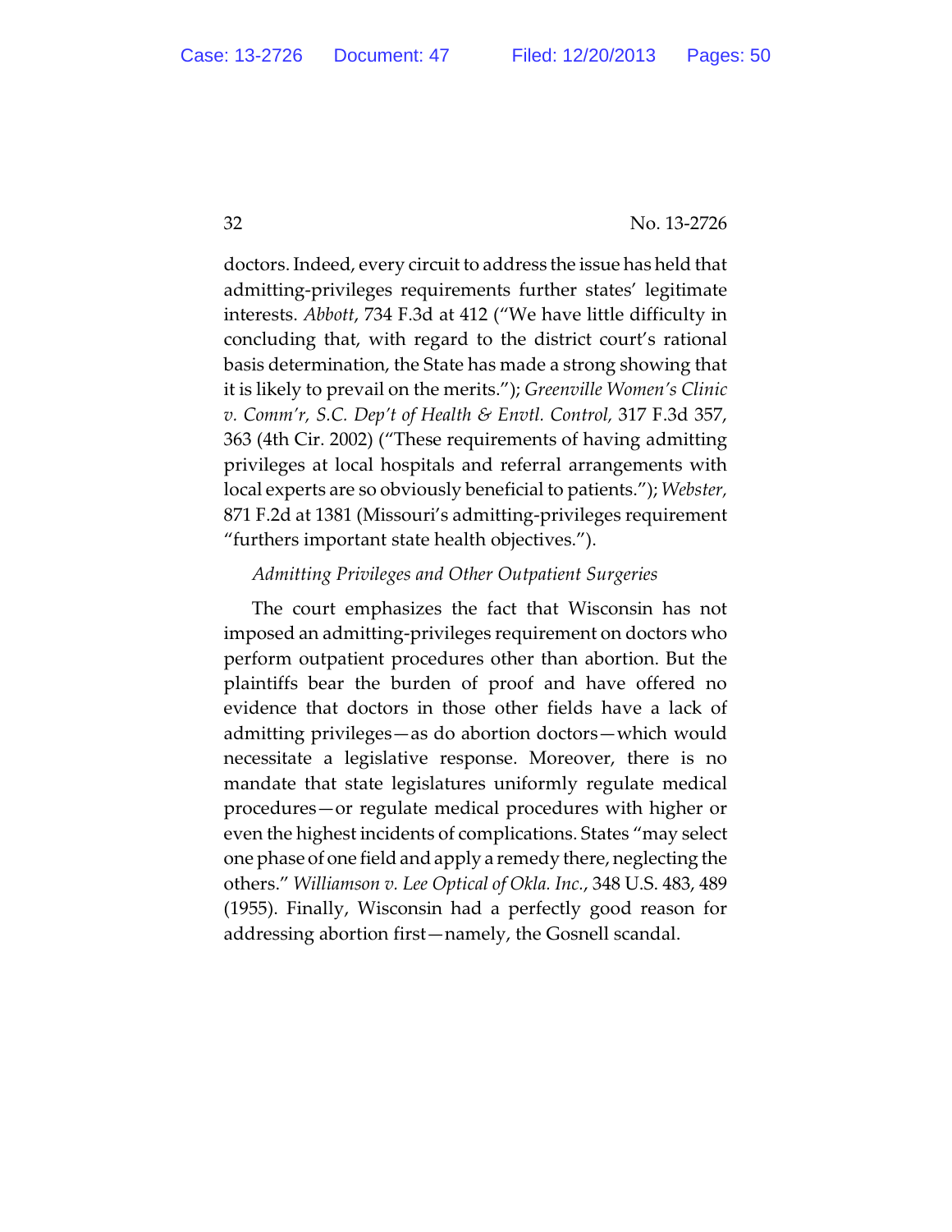doctors. Indeed, every circuit to address the issue has held that admitting-privileges requirements further states' legitimate interests. *Abbott*, 734 F.3d at 412 ("We have little difficulty in concluding that, with regard to the district court's rational basis determination, the State has made a strong showing that it is likely to prevail on the merits."); *Greenville Women's Clinic v. Comm'r, S.C. Dep't of Health & Envtl. Control,* 317 F.3d 357, 363 (4th Cir. 2002) ("These requirements of having admitting privileges at local hospitals and referral arrangements with local experts are so obviously beneficial to patients."); *Webster,* 871 F.2d at 1381 (Missouri's admitting-privileges requirement "furthers important state health objectives.").

*Admitting Privileges and Other Outpatient Surgeries*

The court emphasizes the fact that Wisconsin has not imposed an admitting-privileges requirement on doctors who perform outpatient procedures other than abortion. But the plaintiffs bear the burden of proof and have offered no evidence that doctors in those other fields have a lack of admitting privileges—as do abortion doctors—which would necessitate a legislative response. Moreover, there is no mandate that state legislatures uniformly regulate medical procedures—or regulate medical procedures with higher or even the highest incidents of complications. States "may select one phase of one field and apply a remedy there, neglecting the others." *Williamson v. Lee Optical of Okla. Inc.*, 348 U.S. 483, 489 (1955). Finally, Wisconsin had a perfectly good reason for addressing abortion first—namely, the Gosnell scandal.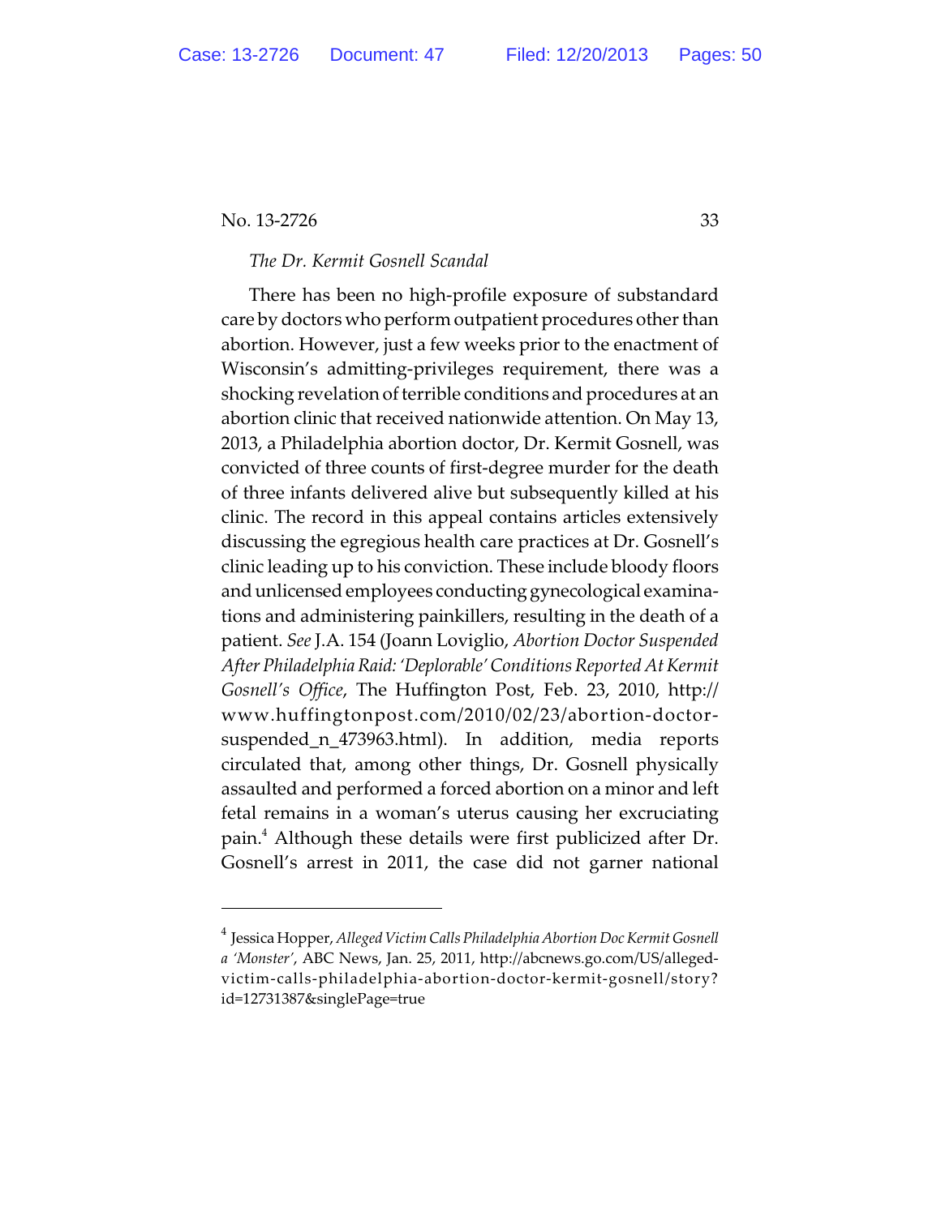*The Dr. Kermit Gosnell Scandal*

There has been no high-profile exposure of substandard care by doctors who perform outpatient procedures other than abortion. However, just a few weeks prior to the enactment of Wisconsin's admitting-privileges requirement, there was a shocking revelation of terrible conditions and procedures at an abortion clinic that received nationwide attention. On May 13, 2013, a Philadelphia abortion doctor, Dr. Kermit Gosnell, was convicted of three counts of first-degree murder for the death of three infants delivered alive but subsequently killed at his clinic. The record in this appeal contains articles extensively discussing the egregious health care practices at Dr. Gosnell's clinic leading up to his conviction. These include bloody floors and unlicensed employees conducting gynecological examinations and administering painkillers, resulting in the death of a patient. *See* J.A. 154 (Joann Loviglio, *Abortion Doctor Suspended After Philadelphia Raid: 'Deplorable' Conditions Reported At Kermit Gosnell's Office*, The Huffington Post, Feb. 23, 2010, http://www.huffingtonpost.com/2010/02/23/abortion-doctor-suspended_n_473963.html). In addition, media reports circulated that, among other things, Dr. Gosnell physically assaulted and performed a forced abortion on a minor and left fetal remains in a woman's uterus causing her excruciating pain.[4] Although these details were first publicized after Dr. Gosnell's arrest in 2011, the case did not garner national

---

[4] Jessica Hopper, *Alleged Victim Calls Philadelphia Abortion Doc Kermit Gosnell a 'Monster'*, ABC News, Jan. 25, 2011, http://abcnews.go.com/US/alleged-victim-calls-philadelphia-abortion-doctor-kermit-gosnell/story?id=12731387&singlePage=true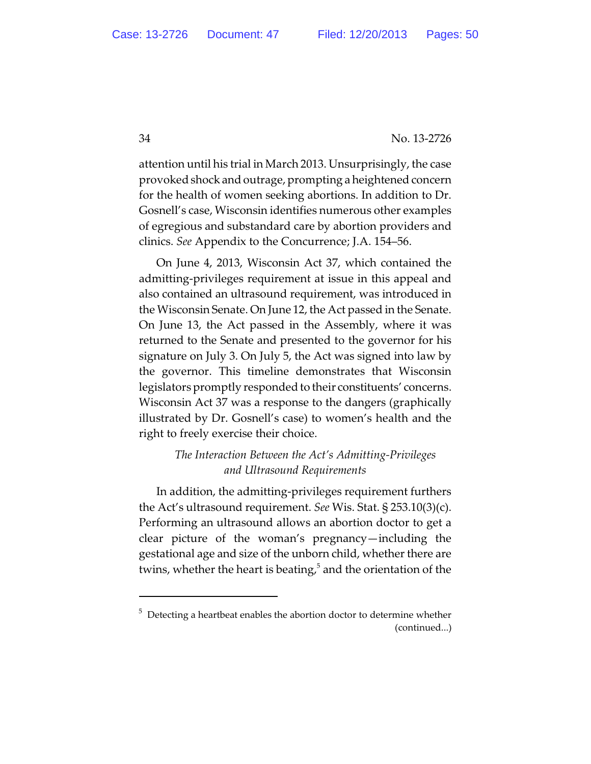attention until his trial in March 2013. Unsurprisingly, the case provoked shock and outrage, prompting a heightened concern for the health of women seeking abortions. In addition to Dr. Gosnell's case, Wisconsin identifies numerous other examples of egregious and substandard care by abortion providers and clinics. *See* Appendix to the Concurrence; J.A. 154–56.

On June 4, 2013, Wisconsin Act 37, which contained the admitting-privileges requirement at issue in this appeal and also contained an ultrasound requirement, was introduced in the Wisconsin Senate. On June 12, the Act passed in the Senate. On June 13, the Act passed in the Assembly, where it was returned to the Senate and presented to the governor for his signature on July 3. On July 5, the Act was signed into law by the governor. This timeline demonstrates that Wisconsin legislators promptly responded to their constituents' concerns. Wisconsin Act 37 was a response to the dangers (graphically illustrated by Dr. Gosnell's case) to women's health and the right to freely exercise their choice.

*The Interaction Between the Act's Admitting-Privileges and Ultrasound Requirements*

In addition, the admitting-privileges requirement furthers the Act's ultrasound requirement. *See* Wis. Stat. § 253.10(3)(c). Performing an ultrasound allows an abortion doctor to get a clear picture of the woman's pregnancy—including the gestational age and size of the unborn child, whether there are twins, whether the heart is beating,[5] and the orientation of the

[5] Detecting a heartbeat enables the abortion doctor to determine whether (continued...)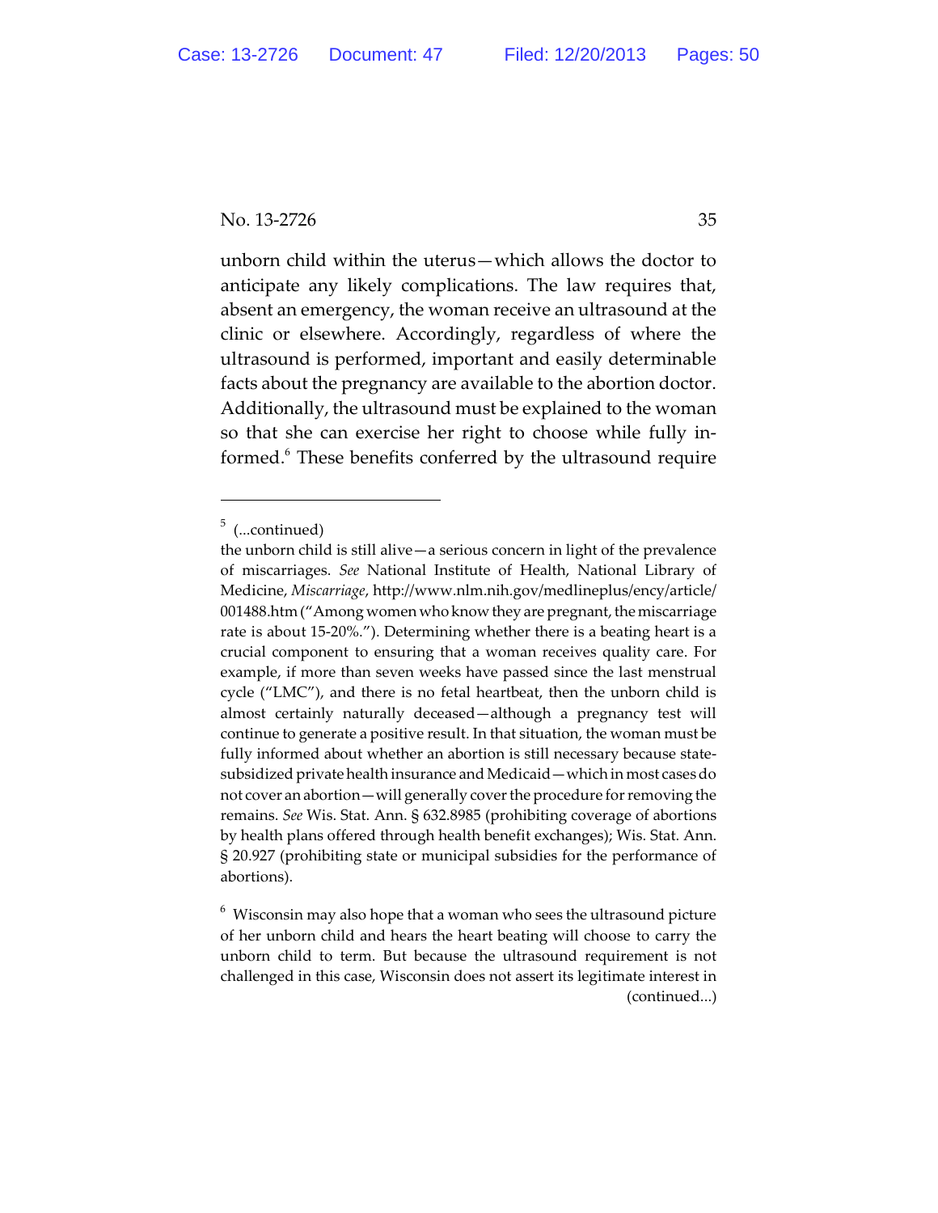unborn child within the uterus—which allows the doctor to anticipate any likely complications. The law requires that, absent an emergency, the woman receive an ultrasound at the clinic or elsewhere. Accordingly, regardless of where the ultrasound is performed, important and easily determinable facts about the pregnancy are available to the abortion doctor. Additionally, the ultrasound must be explained to the woman so that she can exercise her right to choose while fully informed.[6] These benefits conferred by the ultrasound require

---

[5] (...continued)

the unborn child is still alive—a serious concern in light of the prevalence of miscarriages. *See* National Institute of Health, National Library of Medicine, *Miscarriage*, http://www.nlm.nih.gov/medlineplus/ency/article/001488.htm ("Among women who know they are pregnant, the miscarriage rate is about 15-20%."). Determining whether there is a beating heart is a crucial component to ensuring that a woman receives quality care. For example, if more than seven weeks have passed since the last menstrual cycle ("LMC"), and there is no fetal heartbeat, then the unborn child is almost certainly naturally deceased—although a pregnancy test will continue to generate a positive result. In that situation, the woman must be fully informed about whether an abortion is still necessary because state-subsidized private health insurance and Medicaid—which in most cases do not cover an abortion—will generally cover the procedure for removing the remains. *See* Wis. Stat. Ann. § 632.8985 (prohibiting coverage of abortions by health plans offered through health benefit exchanges); Wis. Stat. Ann. § 20.927 (prohibiting state or municipal subsidies for the performance of abortions).

[6] Wisconsin may also hope that a woman who sees the ultrasound picture of her unborn child and hears the heart beating will choose to carry the unborn child to term. But because the ultrasound requirement is not challenged in this case, Wisconsin does not assert its legitimate interest in (continued...)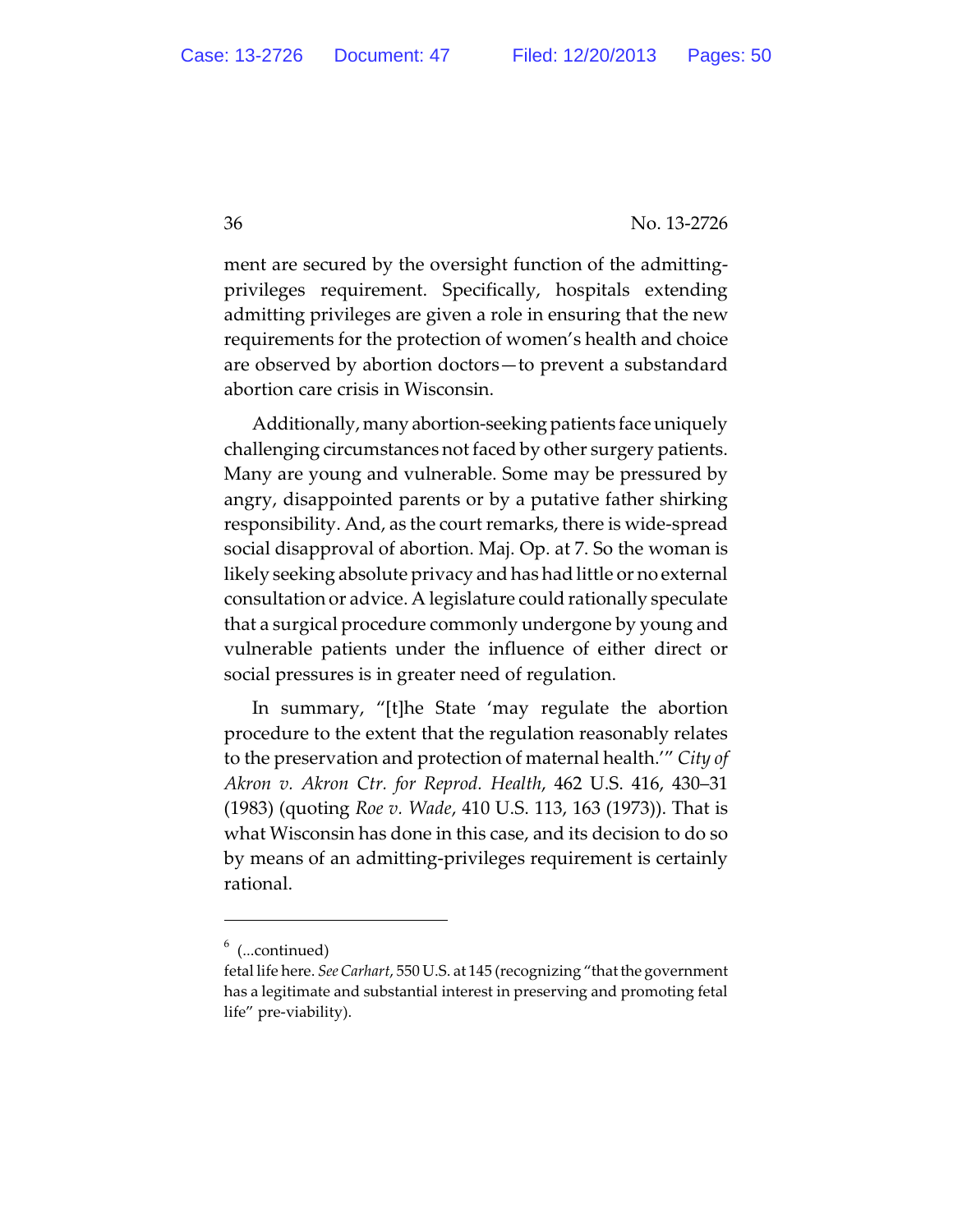ment are secured by the oversight function of the admitting-privileges requirement. Specifically, hospitals extending admitting privileges are given a role in ensuring that the new requirements for the protection of women's health and choice are observed by abortion doctors—to prevent a substandard abortion care crisis in Wisconsin.

Additionally, many abortion-seeking patients face uniquely challenging circumstances not faced by other surgery patients. Many are young and vulnerable. Some may be pressured by angry, disappointed parents or by a putative father shirking responsibility. And, as the court remarks, there is wide-spread social disapproval of abortion. Maj. Op. at 7. So the woman is likely seeking absolute privacy and has had little or no external consultation or advice. A legislature could rationally speculate that a surgical procedure commonly undergone by young and vulnerable patients under the influence of either direct or social pressures is in greater need of regulation.

In summary, "[t]he State 'may regulate the abortion procedure to the extent that the regulation reasonably relates to the preservation and protection of maternal health.'" *City of Akron v. Akron Ctr. for Reprod. Health*, 462 U.S. 416, 430–31 (1983) (quoting *Roe v. Wade*, 410 U.S. 113, 163 (1973)). That is what Wisconsin has done in this case, and its decision to do so by means of an admitting-privileges requirement is certainly rational.

---

[6] (...continued)
fetal life here. *See Carhart*, 550 U.S. at 145 (recognizing "that the government has a legitimate and substantial interest in preserving and promoting fetal life" pre-viability).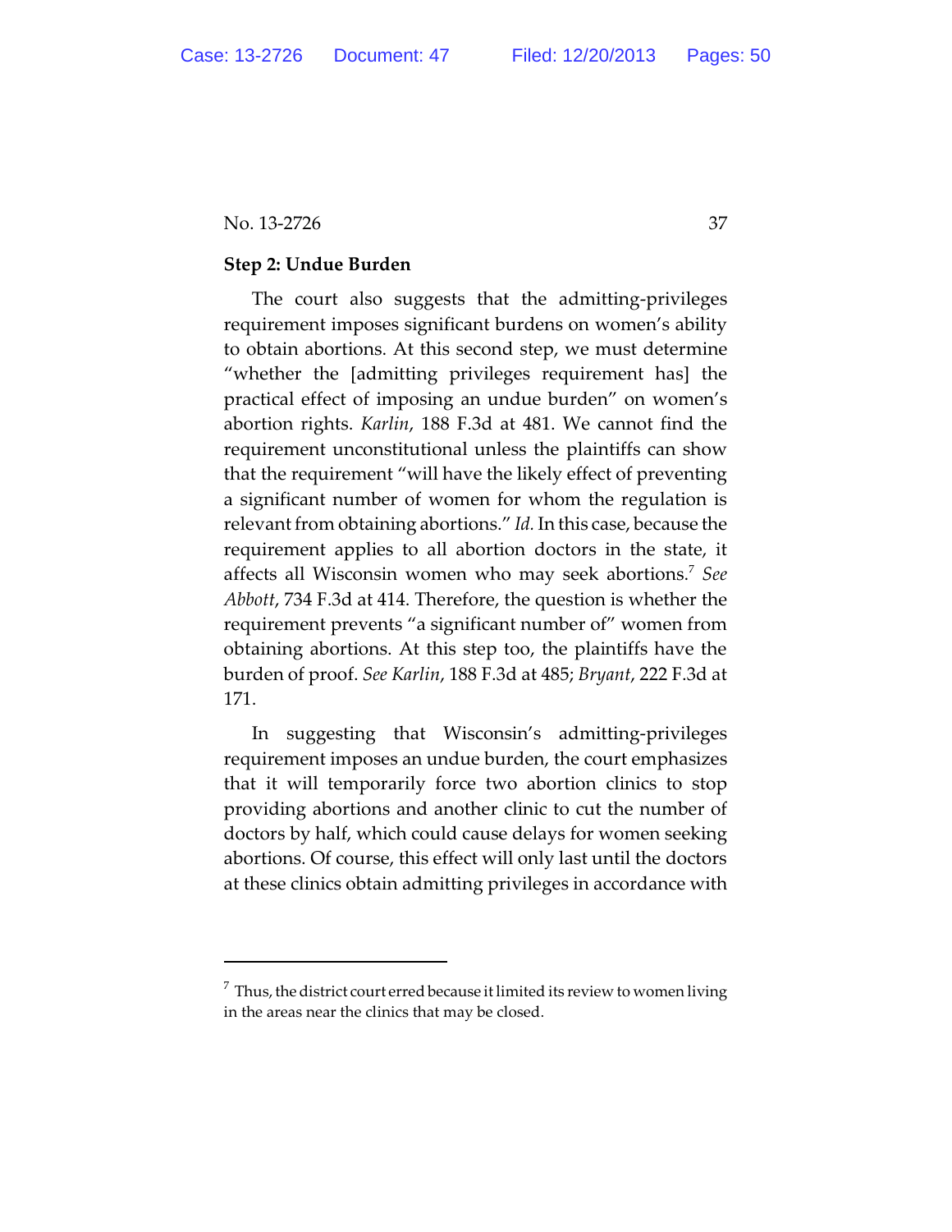**Step 2: Undue Burden**

The court also suggests that the admitting-privileges requirement imposes significant burdens on women's ability to obtain abortions. At this second step, we must determine "whether the [admitting privileges requirement has] the practical effect of imposing an undue burden" on women's abortion rights. *Karlin*, 188 F.3d at 481. We cannot find the requirement unconstitutional unless the plaintiffs can show that the requirement "will have the likely effect of preventing a significant number of women for whom the regulation is relevant from obtaining abortions." *Id.* In this case, because the requirement applies to all abortion doctors in the state, it affects all Wisconsin women who may seek abortions.[7] *See Abbott*, 734 F.3d at 414. Therefore, the question is whether the requirement prevents "a significant number of" women from obtaining abortions. At this step too, the plaintiffs have the burden of proof. *See Karlin*, 188 F.3d at 485; *Bryant*, 222 F.3d at 171.

In suggesting that Wisconsin's admitting-privileges requirement imposes an undue burden, the court emphasizes that it will temporarily force two abortion clinics to stop providing abortions and another clinic to cut the number of doctors by half, which could cause delays for women seeking abortions. Of course, this effect will only last until the doctors at these clinics obtain admitting privileges in accordance with

---

[7] Thus, the district court erred because it limited its review to women living in the areas near the clinics that may be closed.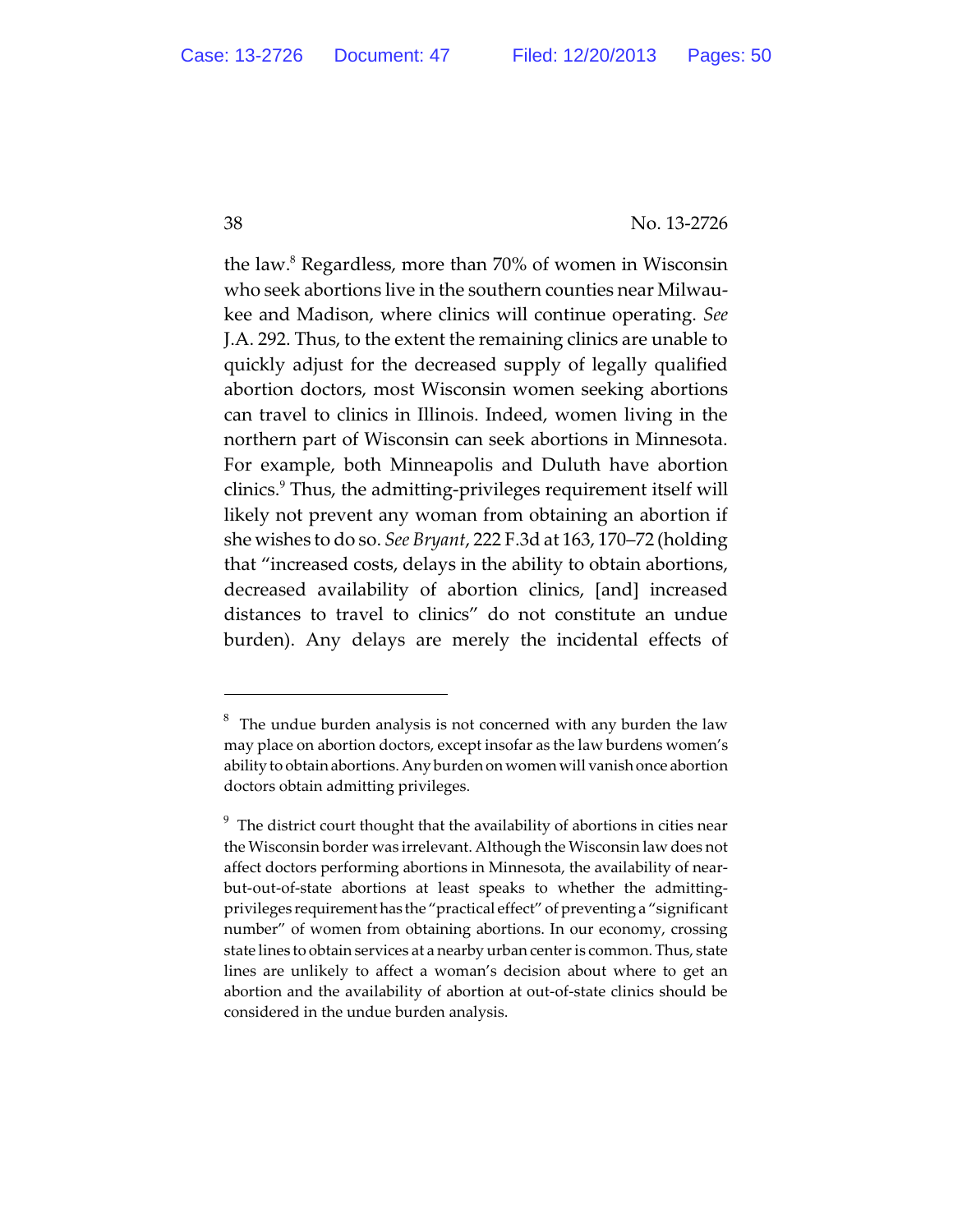the law.[8] Regardless, more than 70% of women in Wisconsin who seek abortions live in the southern counties near Milwaukee and Madison, where clinics will continue operating. *See* J.A. 292. Thus, to the extent the remaining clinics are unable to quickly adjust for the decreased supply of legally qualified abortion doctors, most Wisconsin women seeking abortions can travel to clinics in Illinois. Indeed, women living in the northern part of Wisconsin can seek abortions in Minnesota. For example, both Minneapolis and Duluth have abortion clinics.[9] Thus, the admitting-privileges requirement itself will likely not prevent any woman from obtaining an abortion if she wishes to do so. *See Bryant*, 222 F.3d at 163, 170–72 (holding that "increased costs, delays in the ability to obtain abortions, decreased availability of abortion clinics, [and] increased distances to travel to clinics" do not constitute an undue burden). Any delays are merely the incidental effects of

---

[8] The undue burden analysis is not concerned with any burden the law may place on abortion doctors, except insofar as the law burdens women's ability to obtain abortions. Any burden on women will vanish once abortion doctors obtain admitting privileges.

[9] The district court thought that the availability of abortions in cities near the Wisconsin border was irrelevant. Although the Wisconsin law does not affect doctors performing abortions in Minnesota, the availability of near-but-out-of-state abortions at least speaks to whether the admitting-privileges requirement has the "practical effect" of preventing a "significant number" of women from obtaining abortions. In our economy, crossing state lines to obtain services at a nearby urban center is common. Thus, state lines are unlikely to affect a woman's decision about where to get an abortion and the availability of abortion at out-of-state clinics should be considered in the undue burden analysis.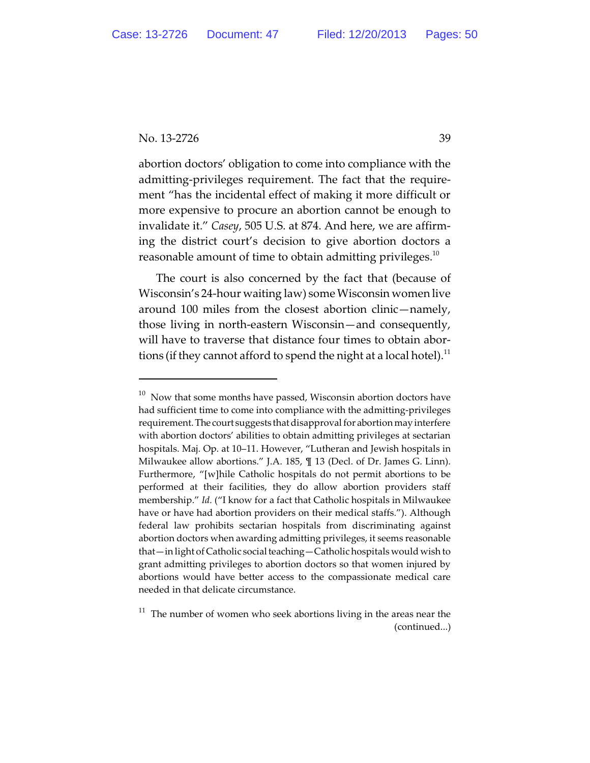abortion doctors' obligation to come into compliance with the admitting-privileges requirement. The fact that the requirement "has the incidental effect of making it more difficult or more expensive to procure an abortion cannot be enough to invalidate it." *Casey*, 505 U.S. at 874. And here, we are affirming the district court's decision to give abortion doctors a reasonable amount of time to obtain admitting privileges.[10]

The court is also concerned by the fact that (because of Wisconsin's 24-hour waiting law) some Wisconsin women live around 100 miles from the closest abortion clinic—namely, those living in north-eastern Wisconsin—and consequently, will have to traverse that distance four times to obtain abortions (if they cannot afford to spend the night at a local hotel).[11]

---

[10] Now that some months have passed, Wisconsin abortion doctors have had sufficient time to come into compliance with the admitting-privileges requirement. The court suggests that disapproval for abortion may interfere with abortion doctors' abilities to obtain admitting privileges at sectarian hospitals. Maj. Op. at 10–11. However, "Lutheran and Jewish hospitals in Milwaukee allow abortions." J.A. 185, ¶ 13 (Decl. of Dr. James G. Linn). Furthermore, "[w]hile Catholic hospitals do not permit abortions to be performed at their facilities, they do allow abortion providers staff membership." *Id.* ("I know for a fact that Catholic hospitals in Milwaukee have or have had abortion providers on their medical staffs."). Although federal law prohibits sectarian hospitals from discriminating against abortion doctors when awarding admitting privileges, it seems reasonable that—in light of Catholic social teaching—Catholic hospitals would wish to grant admitting privileges to abortion doctors so that women injured by abortions would have better access to the compassionate medical care needed in that delicate circumstance.

[11] The number of women who seek abortions living in the areas near the (continued...)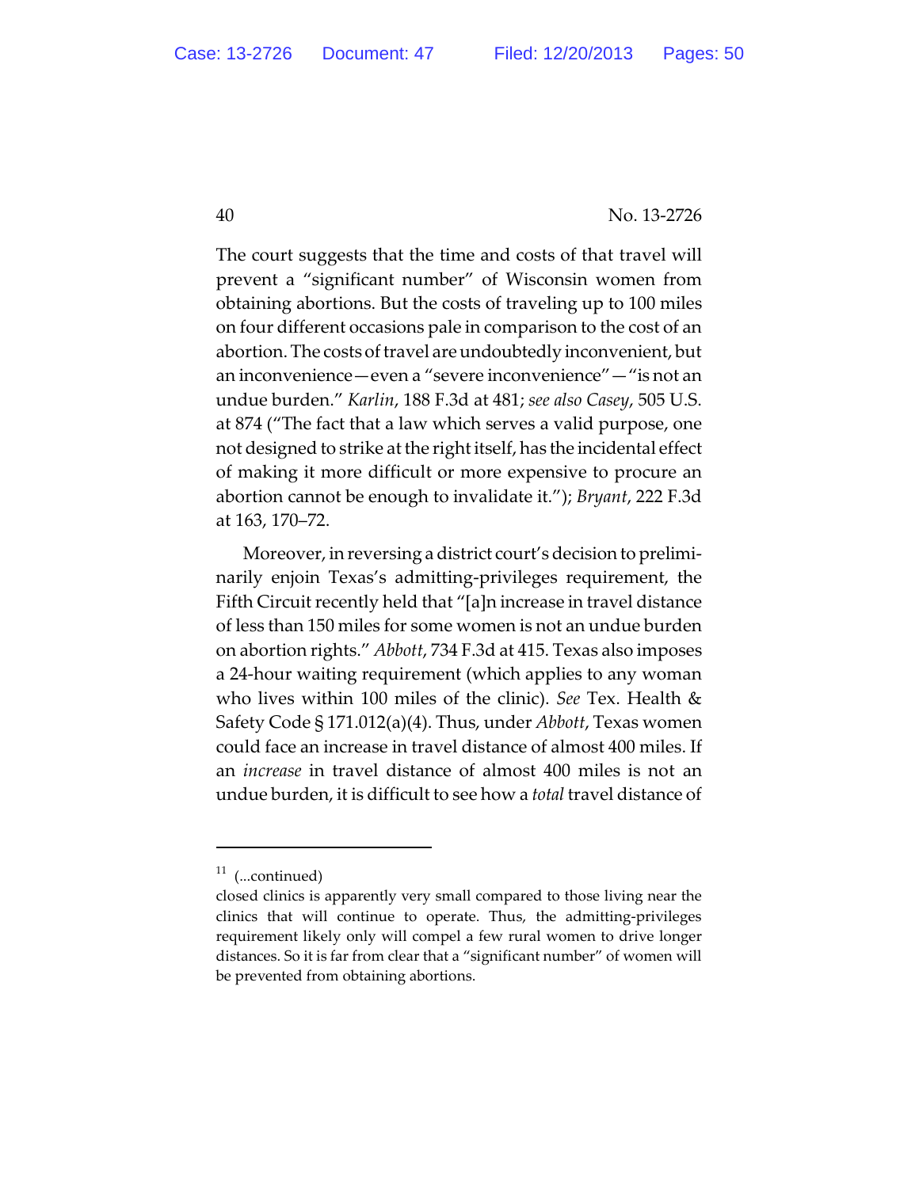The court suggests that the time and costs of that travel will prevent a "significant number" of Wisconsin women from obtaining abortions. But the costs of traveling up to 100 miles on four different occasions pale in comparison to the cost of an abortion. The costs of travel are undoubtedly inconvenient, but an inconvenience—even a "severe inconvenience"—"is not an undue burden." *Karlin*, 188 F.3d at 481; *see also Casey*, 505 U.S. at 874 ("The fact that a law which serves a valid purpose, one not designed to strike at the right itself, has the incidental effect of making it more difficult or more expensive to procure an abortion cannot be enough to invalidate it."); *Bryant*, 222 F.3d at 163, 170–72.

Moreover, in reversing a district court's decision to preliminarily enjoin Texas's admitting-privileges requirement, the Fifth Circuit recently held that "[a]n increase in travel distance of less than 150 miles for some women is not an undue burden on abortion rights." *Abbott*, 734 F.3d at 415. Texas also imposes a 24-hour waiting requirement (which applies to any woman who lives within 100 miles of the clinic). *See* Tex. Health & Safety Code § 171.012(a)(4). Thus, under *Abbott*, Texas women could face an increase in travel distance of almost 400 miles. If an *increase* in travel distance of almost 400 miles is not an undue burden, it is difficult to see how a *total* travel distance of

---

[11] (...continued)
closed clinics is apparently very small compared to those living near the clinics that will continue to operate. Thus, the admitting-privileges requirement likely only will compel a few rural women to drive longer distances. So it is far from clear that a "significant number" of women will be prevented from obtaining abortions.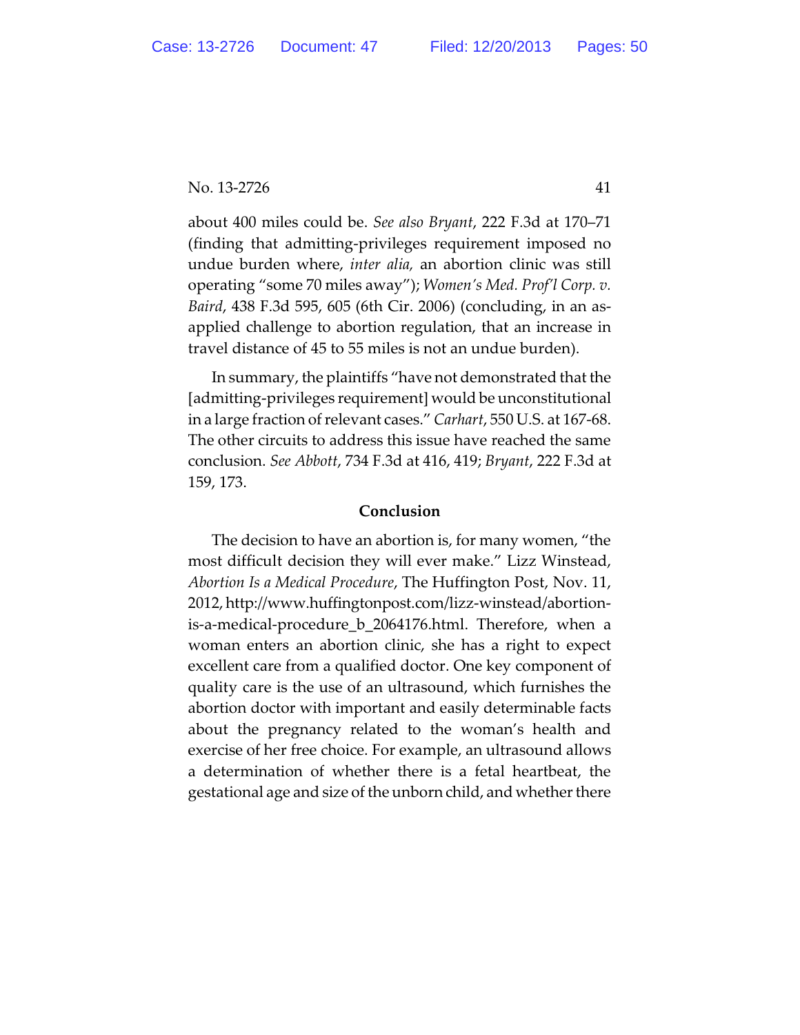about 400 miles could be. *See also Bryant*, 222 F.3d at 170–71 (finding that admitting-privileges requirement imposed no undue burden where, *inter alia,* an abortion clinic was still operating "some 70 miles away"); *Women's Med. Prof'l Corp. v. Baird*, 438 F.3d 595, 605 (6th Cir. 2006) (concluding, in an as-applied challenge to abortion regulation, that an increase in travel distance of 45 to 55 miles is not an undue burden).

In summary, the plaintiffs "have not demonstrated that the [admitting-privileges requirement] would be unconstitutional in a large fraction of relevant cases." *Carhart*, 550 U.S. at 167-68. The other circuits to address this issue have reached the same conclusion. *See Abbott*, 734 F.3d at 416, 419; *Bryant*, 222 F.3d at 159, 173.

**Conclusion**

The decision to have an abortion is, for many women, "the most difficult decision they will ever make." Lizz Winstead, *Abortion Is a Medical Procedure*, The Huffington Post, Nov. 11, 2012, http://www.huffingtonpost.com/lizz-winstead/abortion-is-a-medical-procedure_b_2064176.html. Therefore, when a woman enters an abortion clinic, she has a right to expect excellent care from a qualified doctor. One key component of quality care is the use of an ultrasound, which furnishes the abortion doctor with important and easily determinable facts about the pregnancy related to the woman's health and exercise of her free choice. For example, an ultrasound allows a determination of whether there is a fetal heartbeat, the gestational age and size of the unborn child, and whether there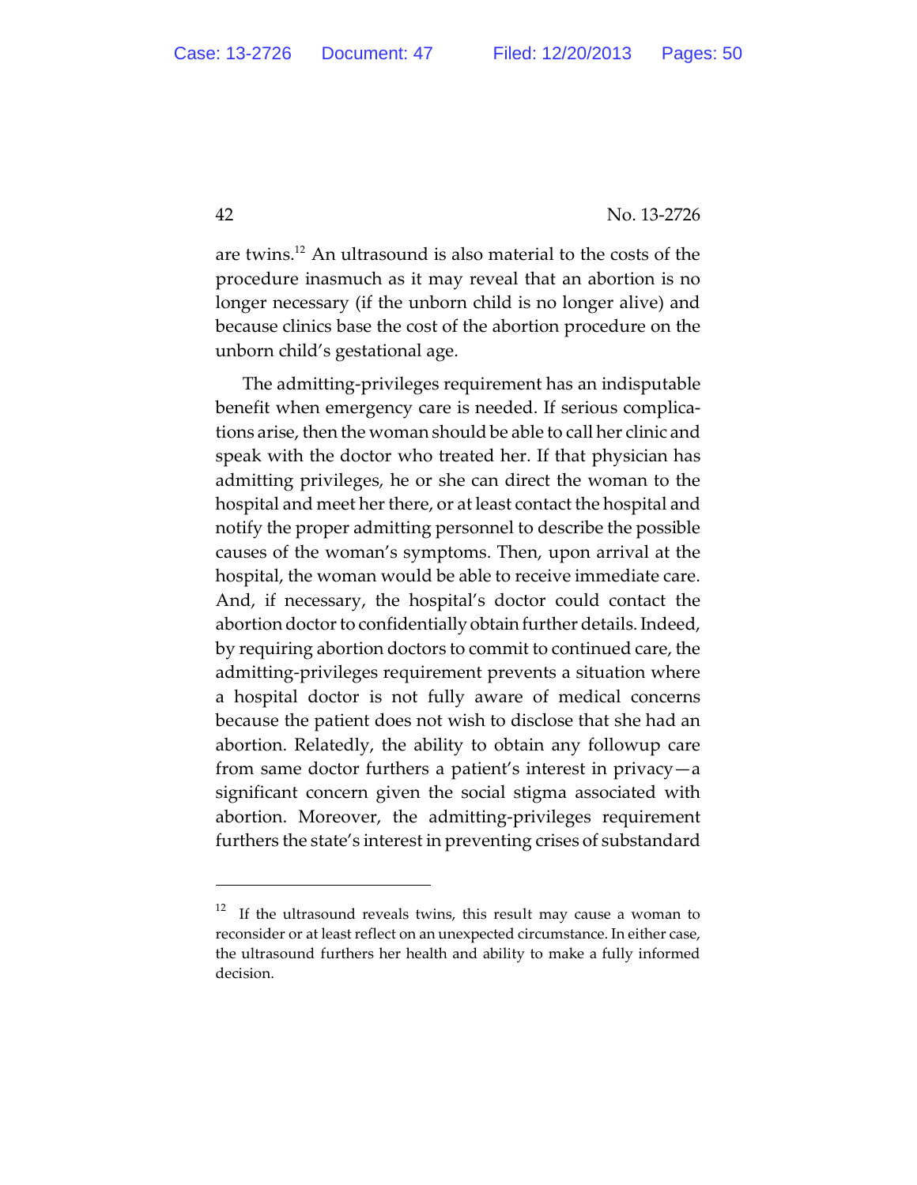are twins.[12] An ultrasound is also material to the costs of the procedure inasmuch as it may reveal that an abortion is no longer necessary (if the unborn child is no longer alive) and because clinics base the cost of the abortion procedure on the unborn child's gestational age.

The admitting-privileges requirement has an indisputable benefit when emergency care is needed. If serious complications arise, then the woman should be able to call her clinic and speak with the doctor who treated her. If that physician has admitting privileges, he or she can direct the woman to the hospital and meet her there, or at least contact the hospital and notify the proper admitting personnel to describe the possible causes of the woman's symptoms. Then, upon arrival at the hospital, the woman would be able to receive immediate care. And, if necessary, the hospital's doctor could contact the abortion doctor to confidentially obtain further details. Indeed, by requiring abortion doctors to commit to continued care, the admitting-privileges requirement prevents a situation where a hospital doctor is not fully aware of medical concerns because the patient does not wish to disclose that she had an abortion. Relatedly, the ability to obtain any followup care from same doctor furthers a patient's interest in privacy—a significant concern given the social stigma associated with abortion. Moreover, the admitting-privileges requirement furthers the state's interest in preventing crises of substandard

---

[12] If the ultrasound reveals twins, this result may cause a woman to reconsider or at least reflect on an unexpected circumstance. In either case, the ultrasound furthers her health and ability to make a fully informed decision.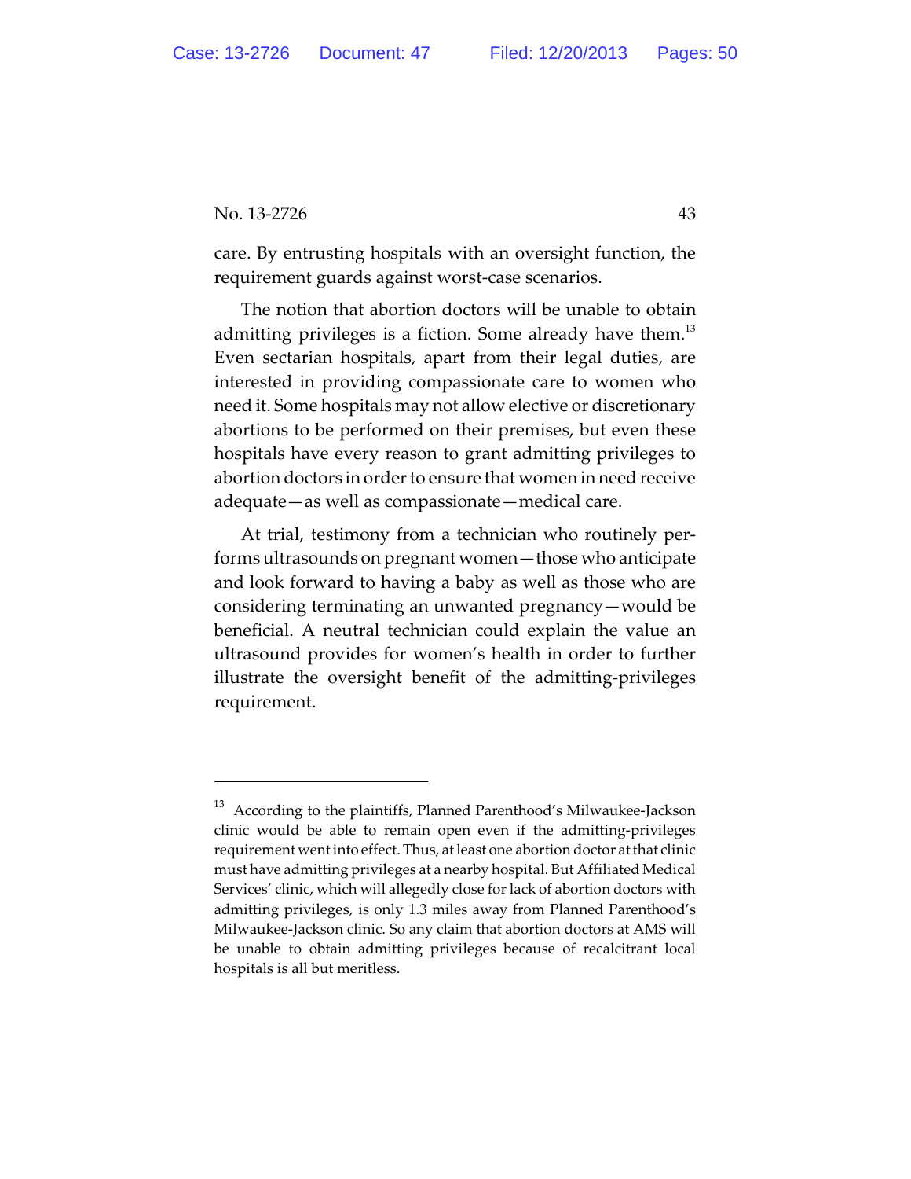care. By entrusting hospitals with an oversight function, the requirement guards against worst-case scenarios.

The notion that abortion doctors will be unable to obtain admitting privileges is a fiction. Some already have them.[13] Even sectarian hospitals, apart from their legal duties, are interested in providing compassionate care to women who need it. Some hospitals may not allow elective or discretionary abortions to be performed on their premises, but even these hospitals have every reason to grant admitting privileges to abortion doctors in order to ensure that women in need receive adequate—as well as compassionate—medical care.

At trial, testimony from a technician who routinely performs ultrasounds on pregnant women—those who anticipate and look forward to having a baby as well as those who are considering terminating an unwanted pregnancy—would be beneficial. A neutral technician could explain the value an ultrasound provides for women's health in order to further illustrate the oversight benefit of the admitting-privileges requirement.

---

[13] According to the plaintiffs, Planned Parenthood's Milwaukee-Jackson clinic would be able to remain open even if the admitting-privileges requirement went into effect. Thus, at least one abortion doctor at that clinic must have admitting privileges at a nearby hospital. But Affiliated Medical Services' clinic, which will allegedly close for lack of abortion doctors with admitting privileges, is only 1.3 miles away from Planned Parenthood's Milwaukee-Jackson clinic. So any claim that abortion doctors at AMS will be unable to obtain admitting privileges because of recalcitrant local hospitals is all but meritless.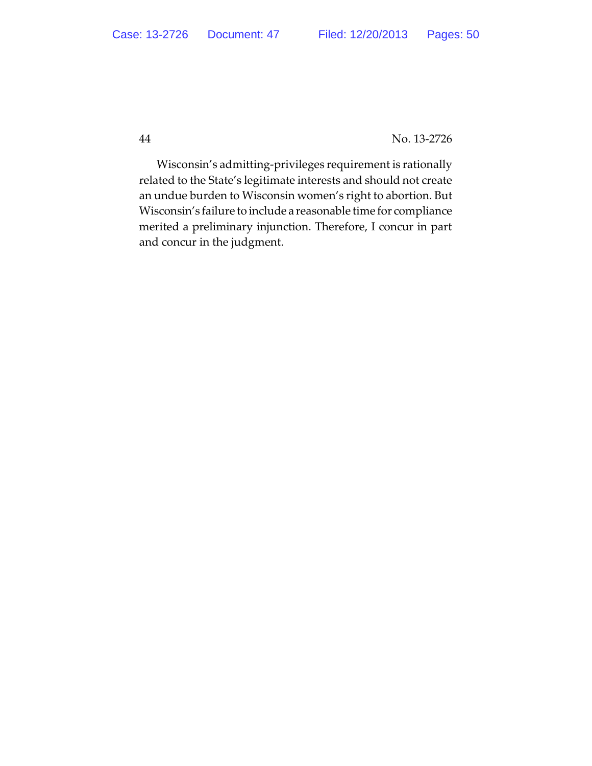Wisconsin's admitting-privileges requirement is rationally related to the State's legitimate interests and should not create an undue burden to Wisconsin women's right to abortion. But Wisconsin's failure to include a reasonable time for compliance merited a preliminary injunction. Therefore, I concur in part and concur in the judgment.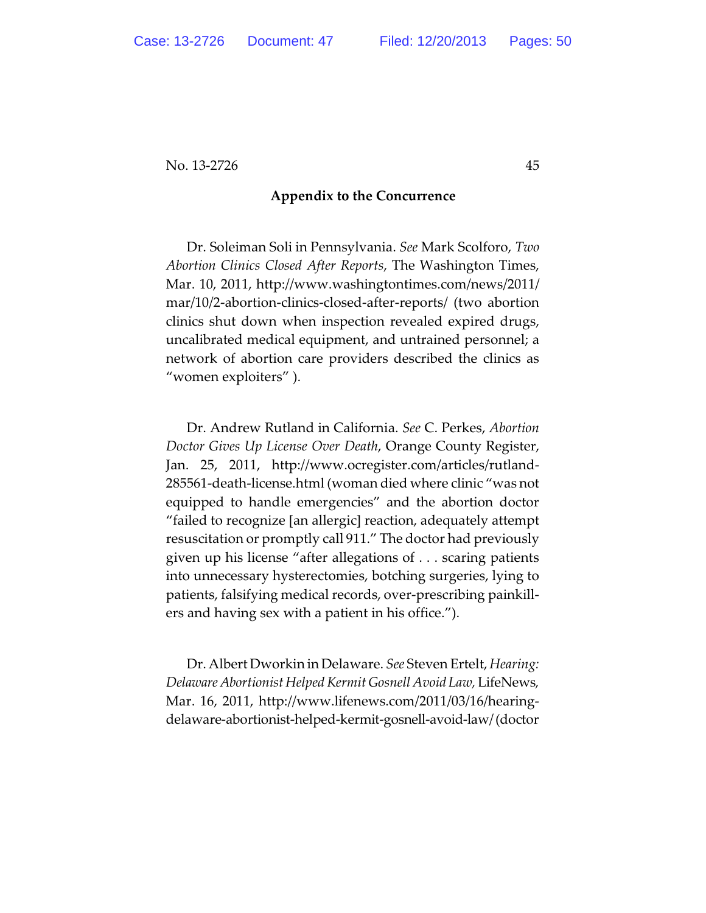### Appendix to the Concurrence

Dr. Soleiman Soli in Pennsylvania. *See* Mark Scolforo, *Two Abortion Clinics Closed After Reports*, The Washington Times, Mar. 10, 2011, http://www.washingtontimes.com/news/2011/mar/10/2-abortion-clinics-closed-after-reports/ (two abortion clinics shut down when inspection revealed expired drugs, uncalibrated medical equipment, and untrained personnel; a network of abortion care providers described the clinics as "women exploiters" ).

Dr. Andrew Rutland in California. *See* C. Perkes, *Abortion Doctor Gives Up License Over Death*, Orange County Register, Jan. 25, 2011, http://www.ocregister.com/articles/rutland-285561-death-license.html (woman died where clinic "was not equipped to handle emergencies" and the abortion doctor "failed to recognize [an allergic] reaction, adequately attempt resuscitation or promptly call 911." The doctor had previously given up his license "after allegations of . . . scaring patients into unnecessary hysterectomies, botching surgeries, lying to patients, falsifying medical records, over-prescribing painkillers and having sex with a patient in his office.").

Dr. Albert Dworkin in Delaware. *See* Steven Ertelt, *Hearing: Delaware Abortionist Helped Kermit Gosnell Avoid Law*, LifeNews, Mar. 16, 2011, http://www.lifenews.com/2011/03/16/hearing-delaware-abortionist-helped-kermit-gosnell-avoid-law/ (doctor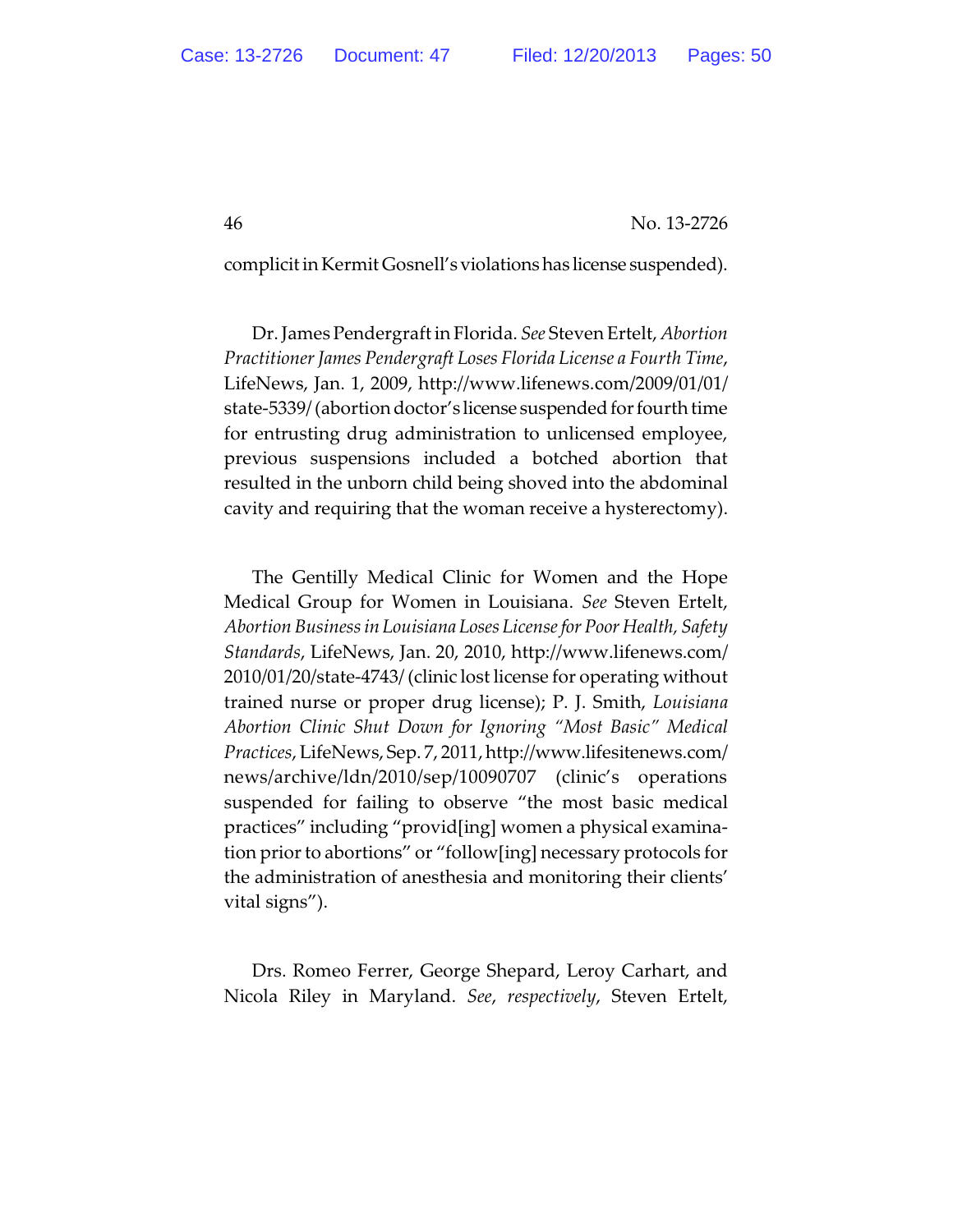complicit in Kermit Gosnell's violations has license suspended).

Dr. James Pendergraft in Florida. *See* Steven Ertelt, *Abortion Practitioner James Pendergraft Loses Florida License a Fourth Time*, LifeNews, Jan. 1, 2009, http://www.lifenews.com/2009/01/01/state-5339/ (abortion doctor's license suspended for fourth time for entrusting drug administration to unlicensed employee, previous suspensions included a botched abortion that resulted in the unborn child being shoved into the abdominal cavity and requiring that the woman receive a hysterectomy).

The Gentilly Medical Clinic for Women and the Hope Medical Group for Women in Louisiana. *See* Steven Ertelt, *Abortion Business in Louisiana Loses License for Poor Health, Safety Standards*, LifeNews, Jan. 20, 2010, http://www.lifenews.com/2010/01/20/state-4743/ (clinic lost license for operating without trained nurse or proper drug license); P. J. Smith, *Louisiana Abortion Clinic Shut Down for Ignoring "Most Basic" Medical Practices*, LifeNews, Sep. 7, 2011, http://www.lifesitenews.com/news/archive/ldn/2010/sep/10090707 (clinic's operations suspended for failing to observe "the most basic medical practices" including "provid[ing] women a physical examination prior to abortions" or "follow[ing] necessary protocols for the administration of anesthesia and monitoring their clients' vital signs").

Drs. Romeo Ferrer, George Shepard, Leroy Carhart, and Nicola Riley in Maryland. *See*, *respectively*, Steven Ertelt,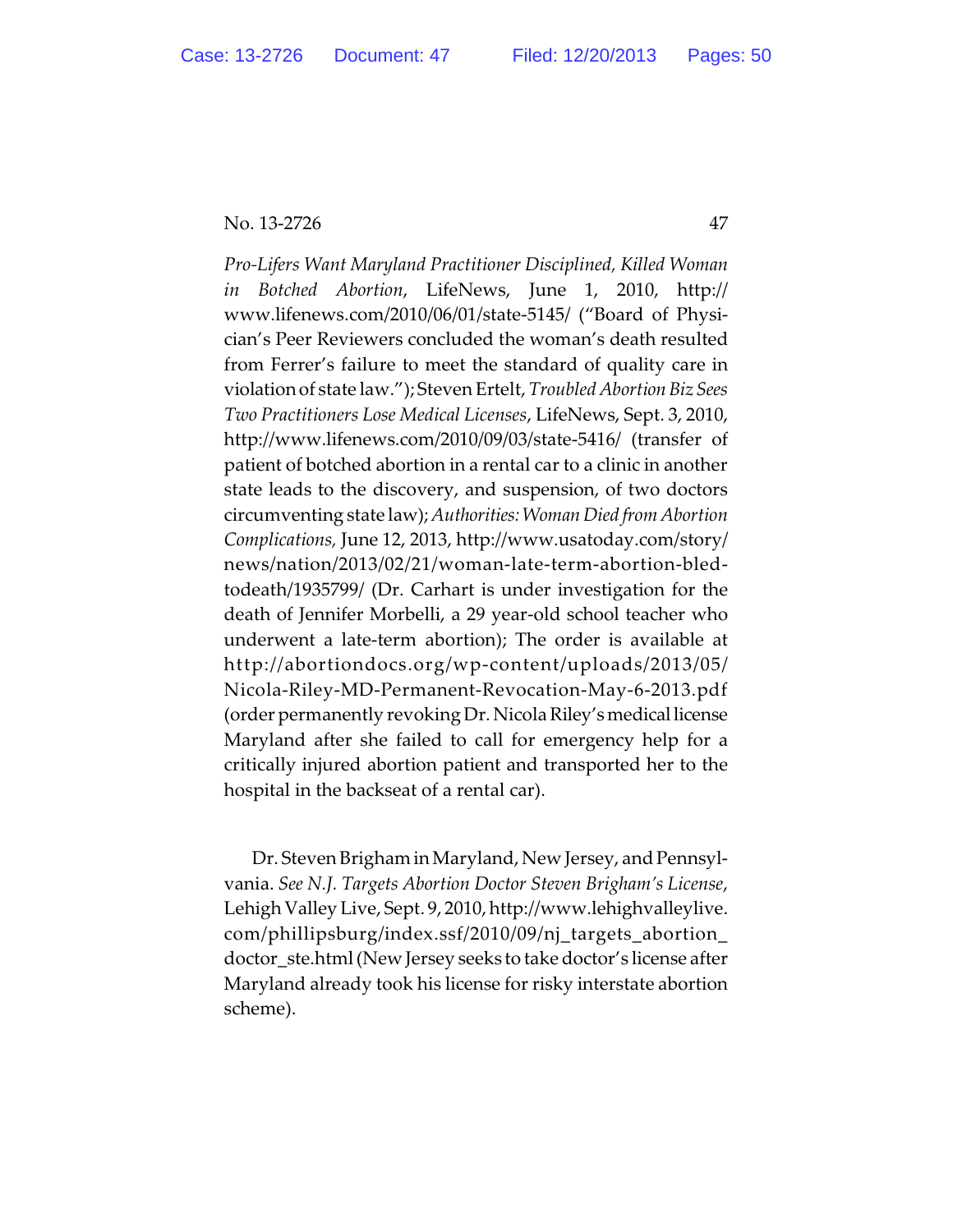*Pro-Lifers Want Maryland Practitioner Disciplined, Killed Woman in Botched Abortion*, LifeNews, June 1, 2010, http://www.lifenews.com/2010/06/01/state-5145/ ("Board of Physician's Peer Reviewers concluded the woman's death resulted from Ferrer's failure to meet the standard of quality care in violation of state law."); Steven Ertelt, *Troubled Abortion Biz Sees Two Practitioners Lose Medical Licenses*, LifeNews, Sept. 3, 2010, http://www.lifenews.com/2010/09/03/state-5416/ (transfer of patient of botched abortion in a rental car to a clinic in another state leads to the discovery, and suspension, of two doctors circumventing state law); *Authorities: Woman Died from Abortion Complications,* June 12, 2013, http://www.usatoday.com/story/news/nation/2013/02/21/woman-late-term-abortion-bled-todeath/1935799/ (Dr. Carhart is under investigation for the death of Jennifer Morbelli, a 29 year-old school teacher who underwent a late-term abortion); The order is available at http://abortiondocs.org/wp-content/uploads/2013/05/Nicola-Riley-MD-Permanent-Revocation-May-6-2013.pdf (order permanently revoking Dr. Nicola Riley's medical license Maryland after she failed to call for emergency help for a critically injured abortion patient and transported her to the hospital in the backseat of a rental car).

Dr. Steven Brigham in Maryland, New Jersey, and Pennsylvania. *See N.J. Targets Abortion Doctor Steven Brigham's License*, Lehigh Valley Live, Sept. 9, 2010, http://www.lehighvalleylive.com/phillipsburg/index.ssf/2010/09/nj_targets_abortion_doctor_ste.html (New Jersey seeks to take doctor's license after Maryland already took his license for risky interstate abortion scheme).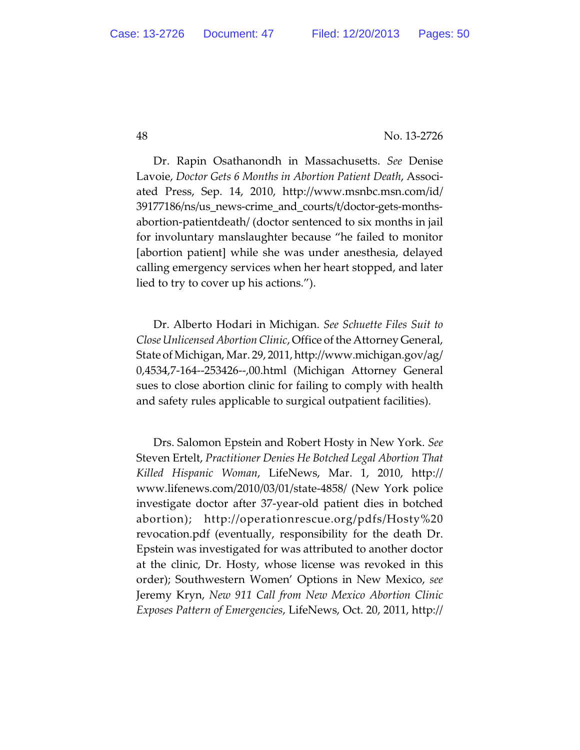Dr. Rapin Osathanondh in Massachusetts. *See* Denise Lavoie, *Doctor Gets 6 Months in Abortion Patient Death*, Associated Press, Sep. 14, 2010, http://www.msnbc.msn.com/id/39177186/ns/us_news-crime_and_courts/t/doctor-gets-months-abortion-patientdeath/ (doctor sentenced to six months in jail for involuntary manslaughter because "he failed to monitor [abortion patient] while she was under anesthesia, delayed calling emergency services when her heart stopped, and later lied to try to cover up his actions.").

Dr. Alberto Hodari in Michigan. *See Schuette Files Suit to Close Unlicensed Abortion Clinic*, Office of the Attorney General, State of Michigan, Mar. 29, 2011, http://www.michigan.gov/ag/0,4534,7-164--253426--,00.html (Michigan Attorney General sues to close abortion clinic for failing to comply with health and safety rules applicable to surgical outpatient facilities).

Drs. Salomon Epstein and Robert Hosty in New York. *See* Steven Ertelt, *Practitioner Denies He Botched Legal Abortion That Killed Hispanic Woman*, LifeNews, Mar. 1, 2010, http://www.lifenews.com/2010/03/01/state-4858/ (New York police investigate doctor after 37-year-old patient dies in botched abortion); http://operationrescue.org/pdfs/Hosty%20revocation.pdf (eventually, responsibility for the death Dr. Epstein was investigated for was attributed to another doctor at the clinic, Dr. Hosty, whose license was revoked in this order); Southwestern Women' Options in New Mexico, *see* Jeremy Kryn, *New 911 Call from New Mexico Abortion Clinic Exposes Pattern of Emergencies*, LifeNews, Oct. 20, 2011, http://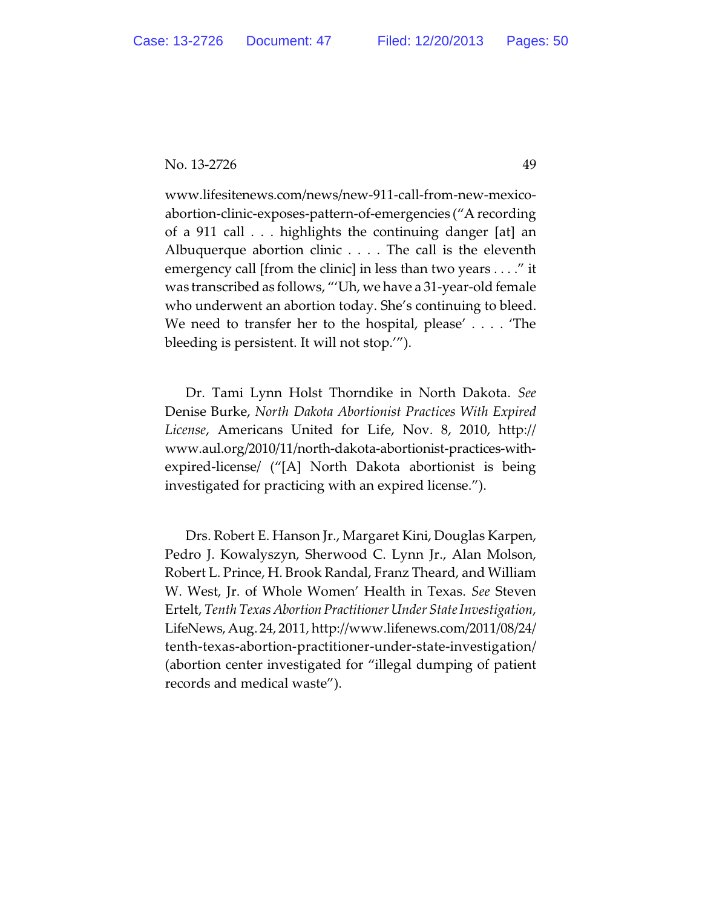www.lifesitenews.com/news/new-911-call-from-new-mexico-abortion-clinic-exposes-pattern-of-emergencies ("A recording of a 911 call . . . highlights the continuing danger [at] an Albuquerque abortion clinic . . . . The call is the eleventh emergency call [from the clinic] in less than two years . . . ." it was transcribed as follows, "'Uh, we have a 31-year-old female who underwent an abortion today. She's continuing to bleed. We need to transfer her to the hospital, please' . . . . 'The bleeding is persistent. It will not stop.'").

Dr. Tami Lynn Holst Thorndike in North Dakota. *See* Denise Burke, *North Dakota Abortionist Practices With Expired License*, Americans United for Life, Nov. 8, 2010, http://www.aul.org/2010/11/north-dakota-abortionist-practices-with-expired-license/ ("[A] North Dakota abortionist is being investigated for practicing with an expired license.").

Drs. Robert E. Hanson Jr., Margaret Kini, Douglas Karpen, Pedro J. Kowalyszyn, Sherwood C. Lynn Jr., Alan Molson, Robert L. Prince, H. Brook Randal, Franz Theard, and William W. West, Jr. of Whole Women' Health in Texas. *See* Steven Ertelt, *Tenth Texas Abortion Practitioner Under State Investigation*, LifeNews, Aug. 24, 2011, http://www.lifenews.com/2011/08/24/tenth-texas-abortion-practitioner-under-state-investigation/ (abortion center investigated for "illegal dumping of patient records and medical waste").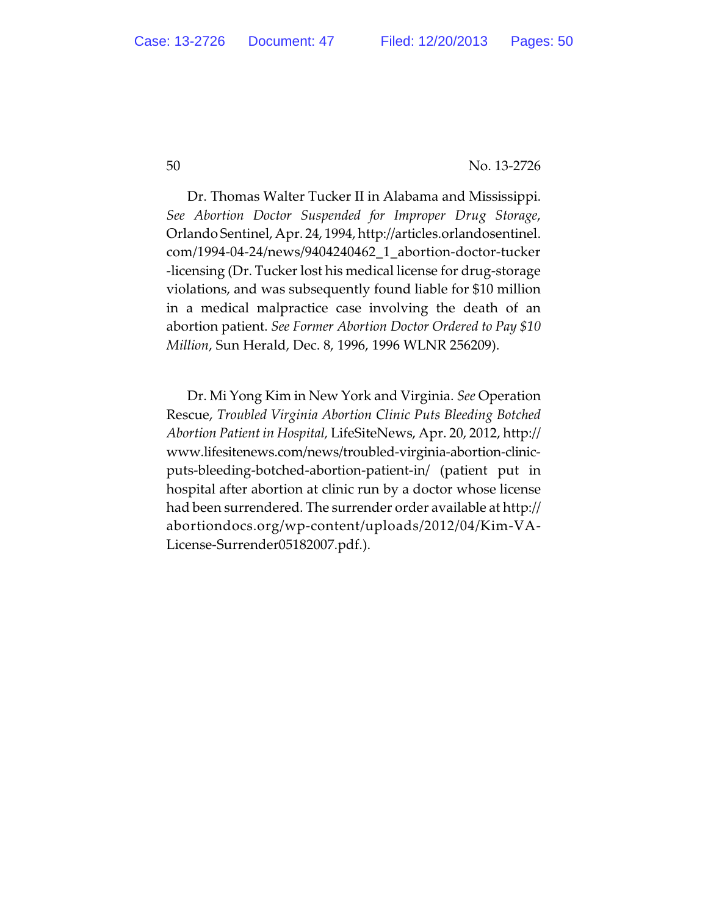Dr. Thomas Walter Tucker II in Alabama and Mississippi. *See Abortion Doctor Suspended for Improper Drug Storage*, Orlando Sentinel, Apr. 24, 1994, http://articles.orlandosentinel.com/1994-04-24/news/9404240462_1_abortion-doctor-tucker-licensing (Dr. Tucker lost his medical license for drug-storage violations, and was subsequently found liable for $10 million in a medical malpractice case involving the death of an abortion patient. *See Former Abortion Doctor Ordered to Pay $10 Million*, Sun Herald, Dec. 8, 1996, 1996 WLNR 256209).

Dr. Mi Yong Kim in New York and Virginia. *See* Operation Rescue, *Troubled Virginia Abortion Clinic Puts Bleeding Botched Abortion Patient in Hospital,* LifeSiteNews, Apr. 20, 2012, http://www.lifesitenews.com/news/troubled-virginia-abortion-clinic-puts-bleeding-botched-abortion-patient-in/ (patient put in hospital after abortion at clinic run by a doctor whose license had been surrendered. The surrender order available at http://abortiondocs.org/wp-content/uploads/2012/04/Kim-VA-License-Surrender05182007.pdf.).